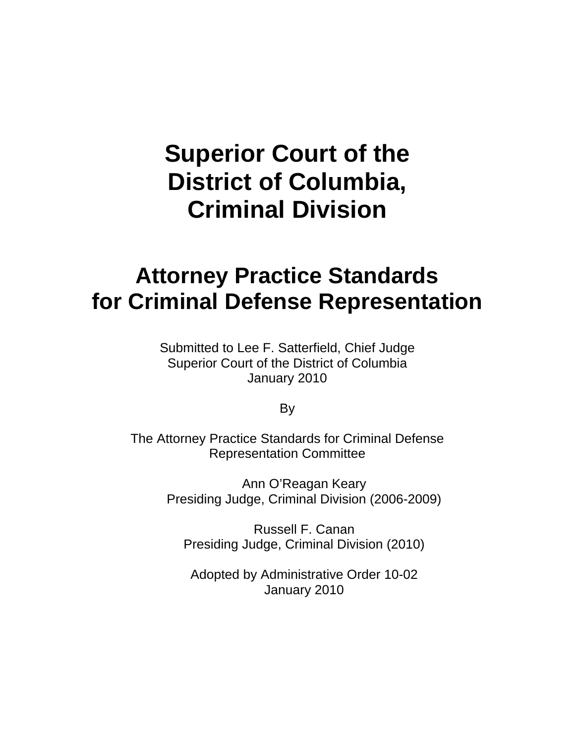# Superior Court of the District of Columbia, Criminal Division

# Attorney Practice Standards for Criminal Defense Representation

Submitted to Lee F. Satterfield, Chief Judge
Superior Court of the District of Columbia
January 2010

By

The Attorney Practice Standards for Criminal Defense Representation Committee

Ann O'Reagan Keary
Presiding Judge, Criminal Division (2006-2009)

Russell F. Canan
Presiding Judge, Criminal Division (2010)

Adopted by Administrative Order 10-02
January 2010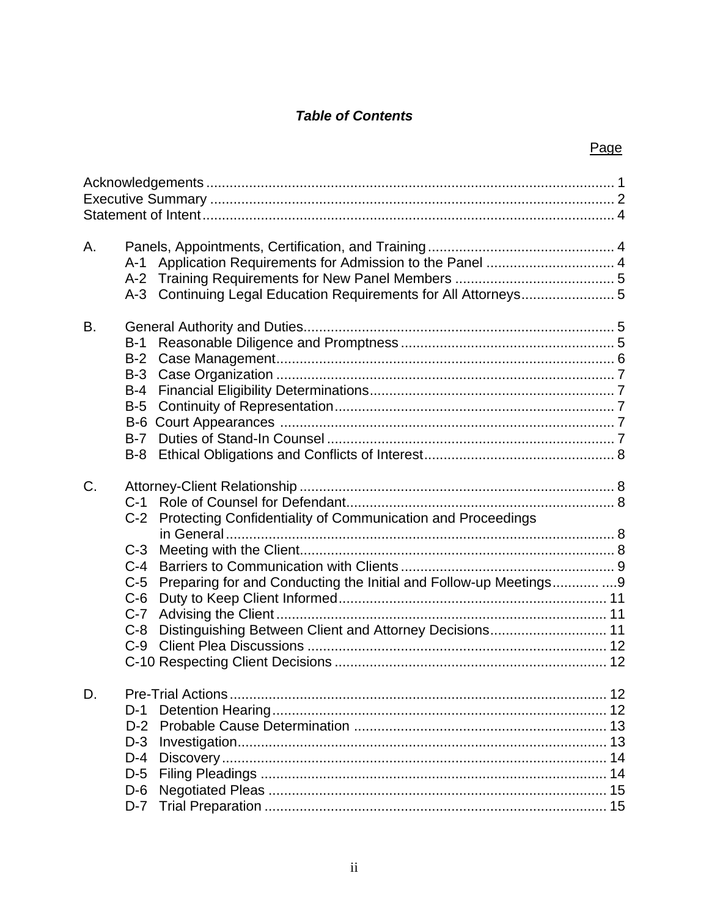***Table of Contents***

| | Page |
|---|---|
| Acknowledgements | 1 |
| Executive Summary | 2 |
| Statement of Intent | 4 |
| A. Panels, Appointments, Certification, and Training | 4 |
| A-1 Application Requirements for Admission to the Panel | 4 |
| A-2 Training Requirements for New Panel Members | 5 |
| A-3 Continuing Legal Education Requirements for All Attorneys | 5 |
| B. General Authority and Duties | 5 |
| B-1 Reasonable Diligence and Promptness | 5 |
| B-2 Case Management | 6 |
| B-3 Case Organization | 7 |
| B-4 Financial Eligibility Determinations | 7 |
| B-5 Continuity of Representation | 7 |
| B-6 Court Appearances | 7 |
| B-7 Duties of Stand-In Counsel | 7 |
| B-8 Ethical Obligations and Conflicts of Interest | 8 |
| C. Attorney-Client Relationship | 8 |
| C-1 Role of Counsel for Defendant | 8 |
| C-2 Protecting Confidentiality of Communication and Proceedings in General | 8 |
| C-3 Meeting with the Client | 8 |
| C-4 Barriers to Communication with Clients | 9 |
| C-5 Preparing for and Conducting the Initial and Follow-up Meetings | 9 |
| C-6 Duty to Keep Client Informed | 11 |
| C-7 Advising the Client | 11 |
| C-8 Distinguishing Between Client and Attorney Decisions | 11 |
| C-9 Client Plea Discussions | 12 |
| C-10 Respecting Client Decisions | 12 |
| D. Pre-Trial Actions | 12 |
| D-1 Detention Hearing | 12 |
| D-2 Probable Cause Determination | 13 |
| D-3 Investigation | 13 |
| D-4 Discovery | 14 |
| D-5 Filing Pleadings | 14 |
| D-6 Negotiated Pleas | 15 |
| D-7 Trial Preparation | 15 |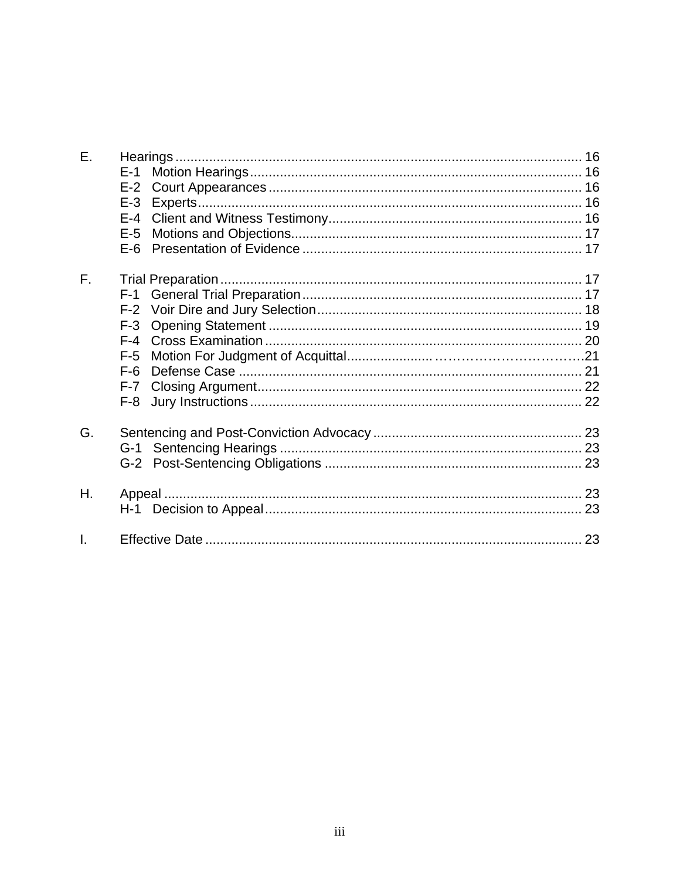E. Hearings ........................................................................................................ 16
- E-1 Motion Hearings ..................................................................................... 16
- E-2 Court Appearances ................................................................................ 16
- E-3 Experts .................................................................................................... 16
- E-4 Client and Witness Testimony ................................................................. 16
- E-5 Motions and Objections .......................................................................... 17
- E-6 Presentation of Evidence ........................................................................ 17

F. Trial Preparation ............................................................................................. 17
- F-1 General Trial Preparation ........................................................................ 17
- F-2 Voir Dire and Jury Selection .................................................................... 18
- F-3 Opening Statement ................................................................................. 19
- F-4 Cross Examination .................................................................................. 20
- F-5 Motion For Judgment of Acquittal ............................................................ 21
- F-6 Defense Case ......................................................................................... 21
- F-7 Closing Argument .................................................................................... 22
- F-8 Jury Instructions ...................................................................................... 22

G. Sentencing and Post-Conviction Advocacy ..................................................... 23
- G-1 Sentencing Hearings .............................................................................. 23
- G-2 Post-Sentencing Obligations ................................................................... 23

H. Appeal ............................................................................................................. 23
- H-1 Decision to Appeal .................................................................................. 23

I. Effective Date .................................................................................................. 23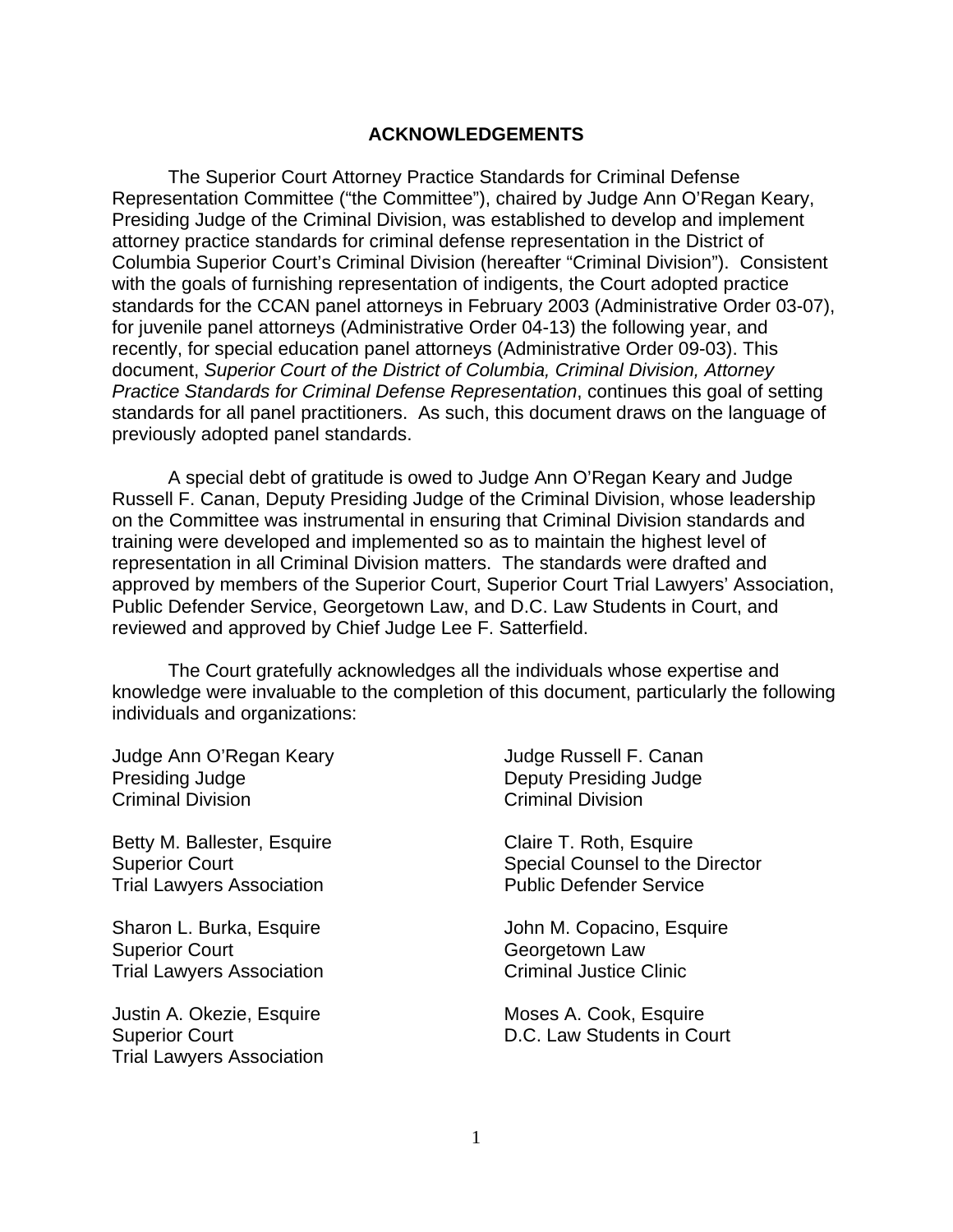## ACKNOWLEDGEMENTS

The Superior Court Attorney Practice Standards for Criminal Defense Representation Committee ("the Committee"), chaired by Judge Ann O'Regan Keary, Presiding Judge of the Criminal Division, was established to develop and implement attorney practice standards for criminal defense representation in the District of Columbia Superior Court's Criminal Division (hereafter "Criminal Division"). Consistent with the goals of furnishing representation of indigents, the Court adopted practice standards for the CCAN panel attorneys in February 2003 (Administrative Order 03-07), for juvenile panel attorneys (Administrative Order 04-13) the following year, and recently, for special education panel attorneys (Administrative Order 09-03). This document, *Superior Court of the District of Columbia, Criminal Division, Attorney Practice Standards for Criminal Defense Representation*, continues this goal of setting standards for all panel practitioners. As such, this document draws on the language of previously adopted panel standards.

A special debt of gratitude is owed to Judge Ann O'Regan Keary and Judge Russell F. Canan, Deputy Presiding Judge of the Criminal Division, whose leadership on the Committee was instrumental in ensuring that Criminal Division standards and training were developed and implemented so as to maintain the highest level of representation in all Criminal Division matters. The standards were drafted and approved by members of the Superior Court, Superior Court Trial Lawyers' Association, Public Defender Service, Georgetown Law, and D.C. Law Students in Court, and reviewed and approved by Chief Judge Lee F. Satterfield.

The Court gratefully acknowledges all the individuals whose expertise and knowledge were invaluable to the completion of this document, particularly the following individuals and organizations:

Judge Ann O'Regan Keary
Presiding Judge
Criminal Division

Judge Russell F. Canan
Deputy Presiding Judge
Criminal Division

Betty M. Ballester, Esquire
Superior Court
Trial Lawyers Association

Claire T. Roth, Esquire
Special Counsel to the Director
Public Defender Service

Sharon L. Burka, Esquire
Superior Court
Trial Lawyers Association

John M. Copacino, Esquire
Georgetown Law
Criminal Justice Clinic

Justin A. Okezie, Esquire
Superior Court
Trial Lawyers Association

Moses A. Cook, Esquire
D.C. Law Students in Court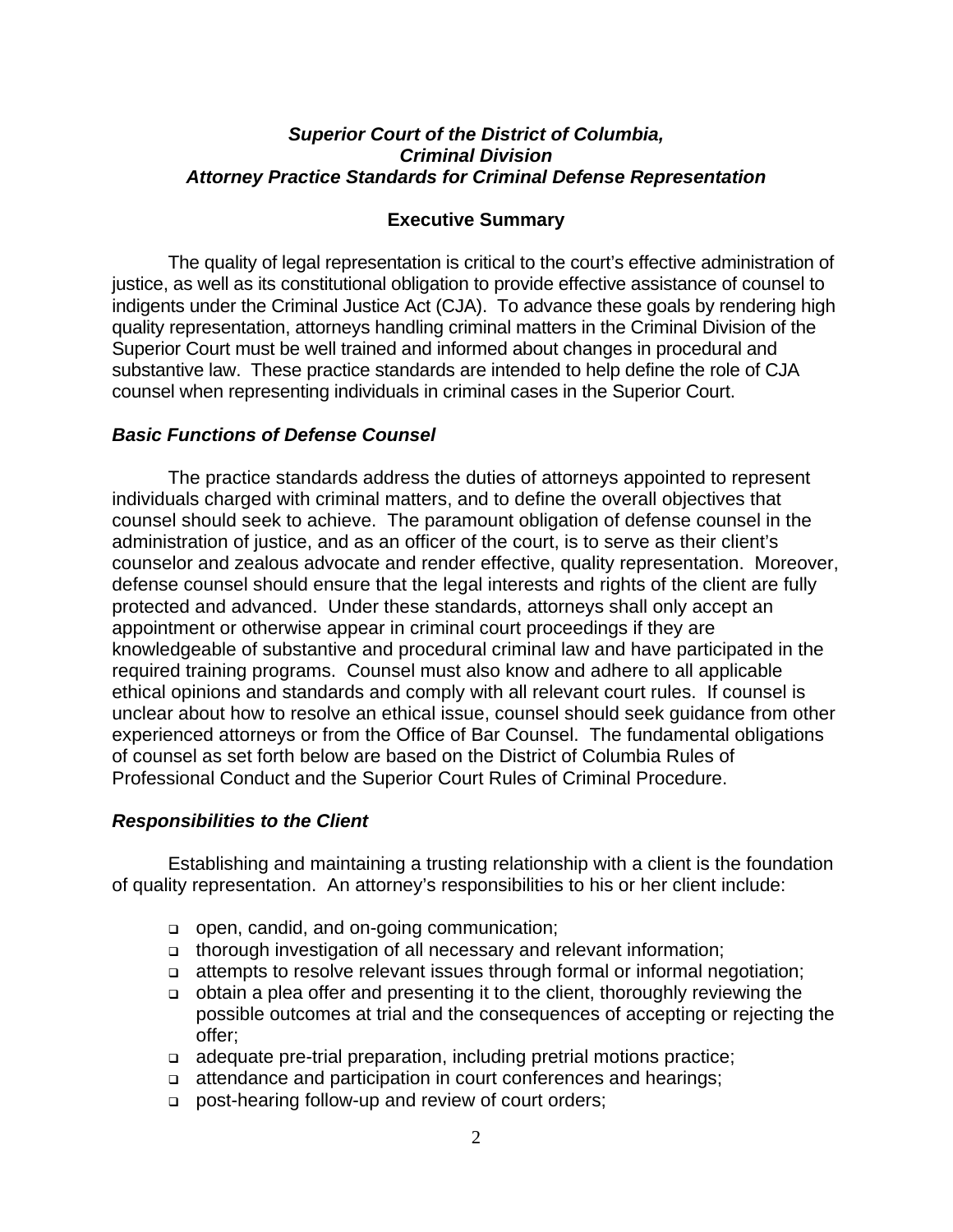***Superior Court of the District of Columbia,***
***Criminal Division***
***Attorney Practice Standards for Criminal Defense Representation***

## Executive Summary

The quality of legal representation is critical to the court's effective administration of justice, as well as its constitutional obligation to provide effective assistance of counsel to indigents under the Criminal Justice Act (CJA). To advance these goals by rendering high quality representation, attorneys handling criminal matters in the Criminal Division of the Superior Court must be well trained and informed about changes in procedural and substantive law. These practice standards are intended to help define the role of CJA counsel when representing individuals in criminal cases in the Superior Court.

### *Basic Functions of Defense Counsel*

The practice standards address the duties of attorneys appointed to represent individuals charged with criminal matters, and to define the overall objectives that counsel should seek to achieve. The paramount obligation of defense counsel in the administration of justice, and as an officer of the court, is to serve as their client's counselor and zealous advocate and render effective, quality representation. Moreover, defense counsel should ensure that the legal interests and rights of the client are fully protected and advanced. Under these standards, attorneys shall only accept an appointment or otherwise appear in criminal court proceedings if they are knowledgeable of substantive and procedural criminal law and have participated in the required training programs. Counsel must also know and adhere to all applicable ethical opinions and standards and comply with all relevant court rules. If counsel is unclear about how to resolve an ethical issue, counsel should seek guidance from other experienced attorneys or from the Office of Bar Counsel. The fundamental obligations of counsel as set forth below are based on the District of Columbia Rules of Professional Conduct and the Superior Court Rules of Criminal Procedure.

### *Responsibilities to the Client*

Establishing and maintaining a trusting relationship with a client is the foundation of quality representation. An attorney's responsibilities to his or her client include:

- open, candid, and on-going communication;
- thorough investigation of all necessary and relevant information;
- attempts to resolve relevant issues through formal or informal negotiation;
- obtain a plea offer and presenting it to the client, thoroughly reviewing the possible outcomes at trial and the consequences of accepting or rejecting the offer;
- adequate pre-trial preparation, including pretrial motions practice;
- attendance and participation in court conferences and hearings;
- post-hearing follow-up and review of court orders;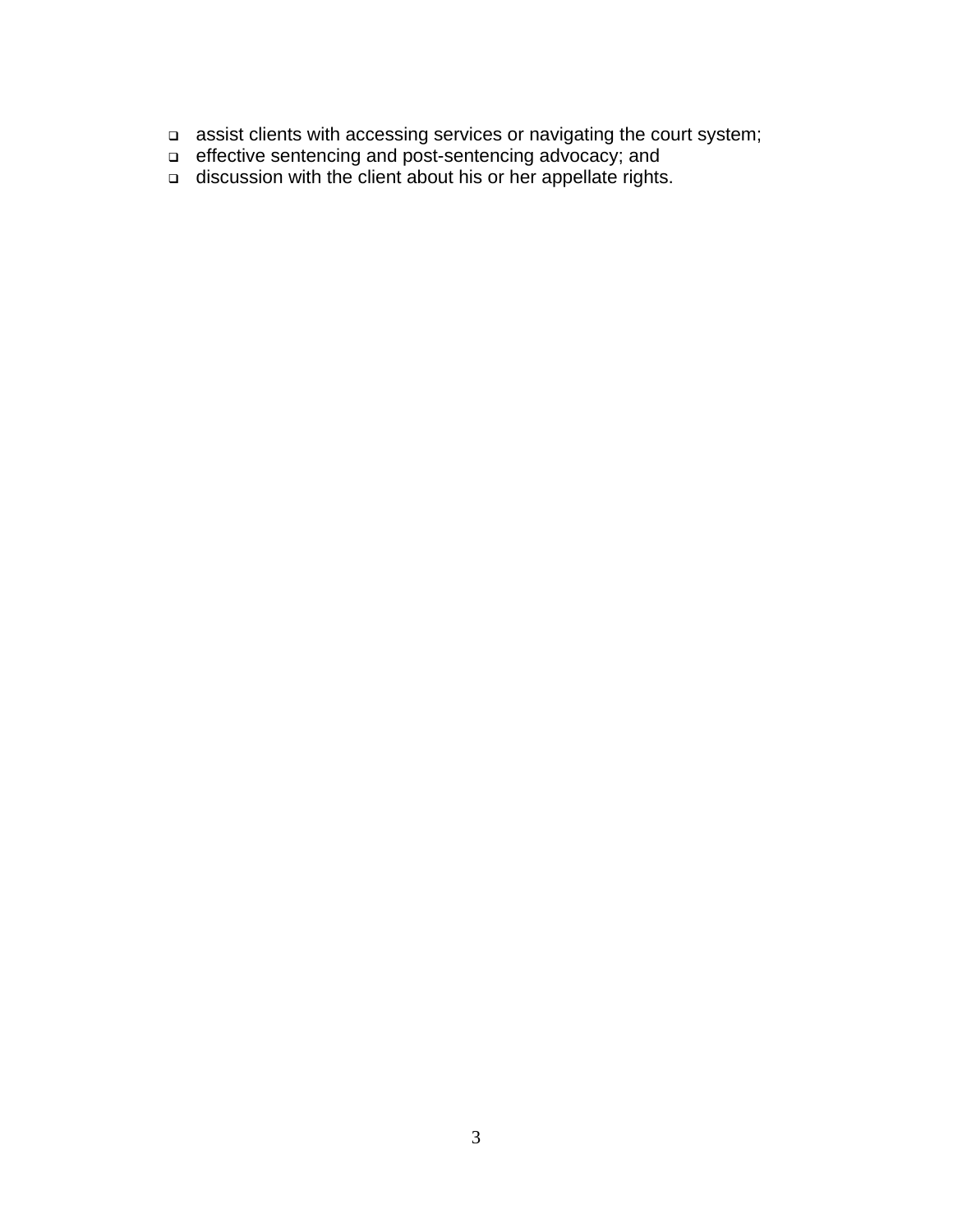- assist clients with accessing services or navigating the court system;
- effective sentencing and post-sentencing advocacy; and
- discussion with the client about his or her appellate rights.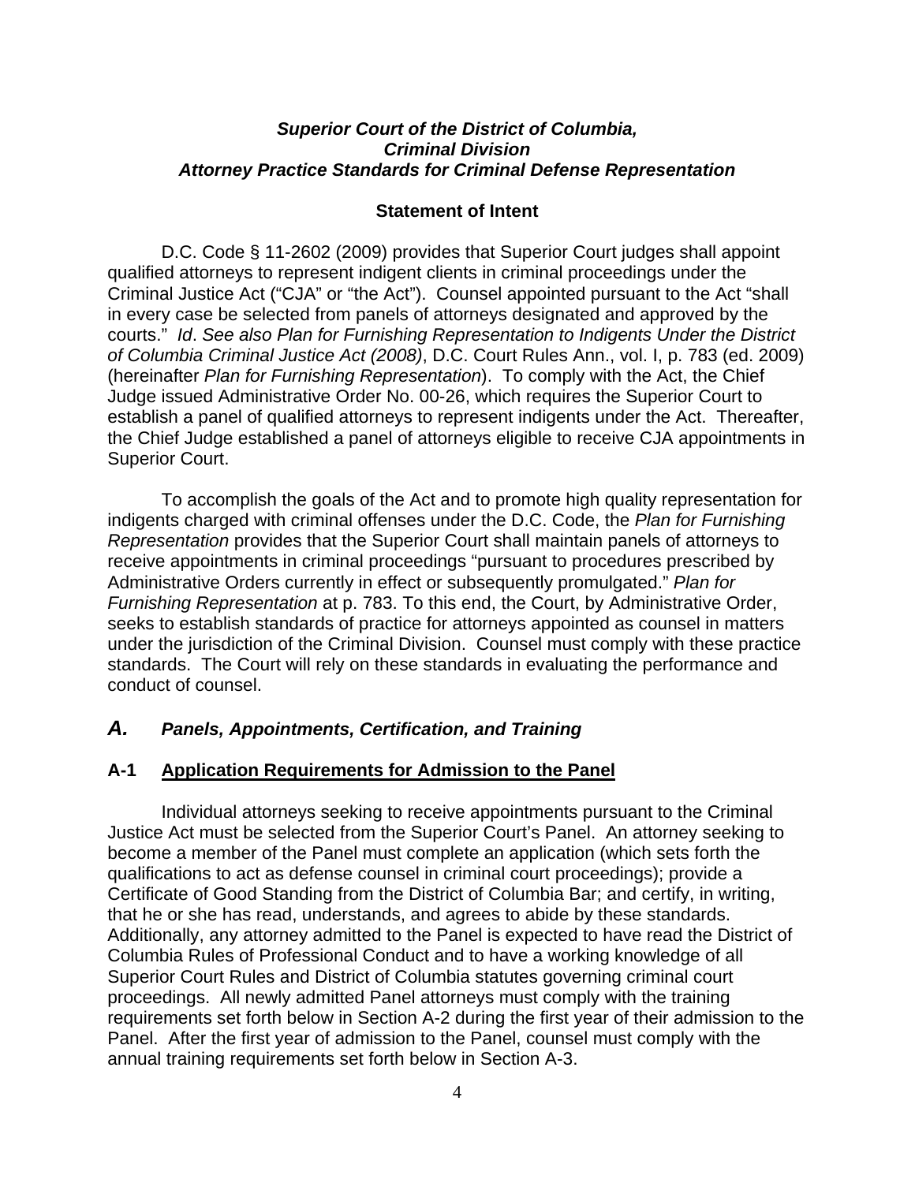***Superior Court of the District of Columbia,***
***Criminal Division***
***Attorney Practice Standards for Criminal Defense Representation***

**Statement of Intent**

D.C. Code § 11-2602 (2009) provides that Superior Court judges shall appoint qualified attorneys to represent indigent clients in criminal proceedings under the Criminal Justice Act ("CJA" or "the Act"). Counsel appointed pursuant to the Act "shall in every case be selected from panels of attorneys designated and approved by the courts." *Id*. *See also Plan for Furnishing Representation to Indigents Under the District of Columbia Criminal Justice Act (2008)*, D.C. Court Rules Ann., vol. I, p. 783 (ed. 2009) (hereinafter *Plan for Furnishing Representation*). To comply with the Act, the Chief Judge issued Administrative Order No. 00-26, which requires the Superior Court to establish a panel of qualified attorneys to represent indigents under the Act. Thereafter, the Chief Judge established a panel of attorneys eligible to receive CJA appointments in Superior Court.

To accomplish the goals of the Act and to promote high quality representation for indigents charged with criminal offenses under the D.C. Code, the *Plan for Furnishing Representation* provides that the Superior Court shall maintain panels of attorneys to receive appointments in criminal proceedings "pursuant to procedures prescribed by Administrative Orders currently in effect or subsequently promulgated." *Plan for Furnishing Representation* at p. 783. To this end, the Court, by Administrative Order, seeks to establish standards of practice for attorneys appointed as counsel in matters under the jurisdiction of the Criminal Division. Counsel must comply with these practice standards. The Court will rely on these standards in evaluating the performance and conduct of counsel.

## *A. Panels, Appointments, Certification, and Training*

### A-1 Application Requirements for Admission to the Panel

Individual attorneys seeking to receive appointments pursuant to the Criminal Justice Act must be selected from the Superior Court's Panel. An attorney seeking to become a member of the Panel must complete an application (which sets forth the qualifications to act as defense counsel in criminal court proceedings); provide a Certificate of Good Standing from the District of Columbia Bar; and certify, in writing, that he or she has read, understands, and agrees to abide by these standards. Additionally, any attorney admitted to the Panel is expected to have read the District of Columbia Rules of Professional Conduct and to have a working knowledge of all Superior Court Rules and District of Columbia statutes governing criminal court proceedings. All newly admitted Panel attorneys must comply with the training requirements set forth below in Section A-2 during the first year of their admission to the Panel. After the first year of admission to the Panel, counsel must comply with the annual training requirements set forth below in Section A-3.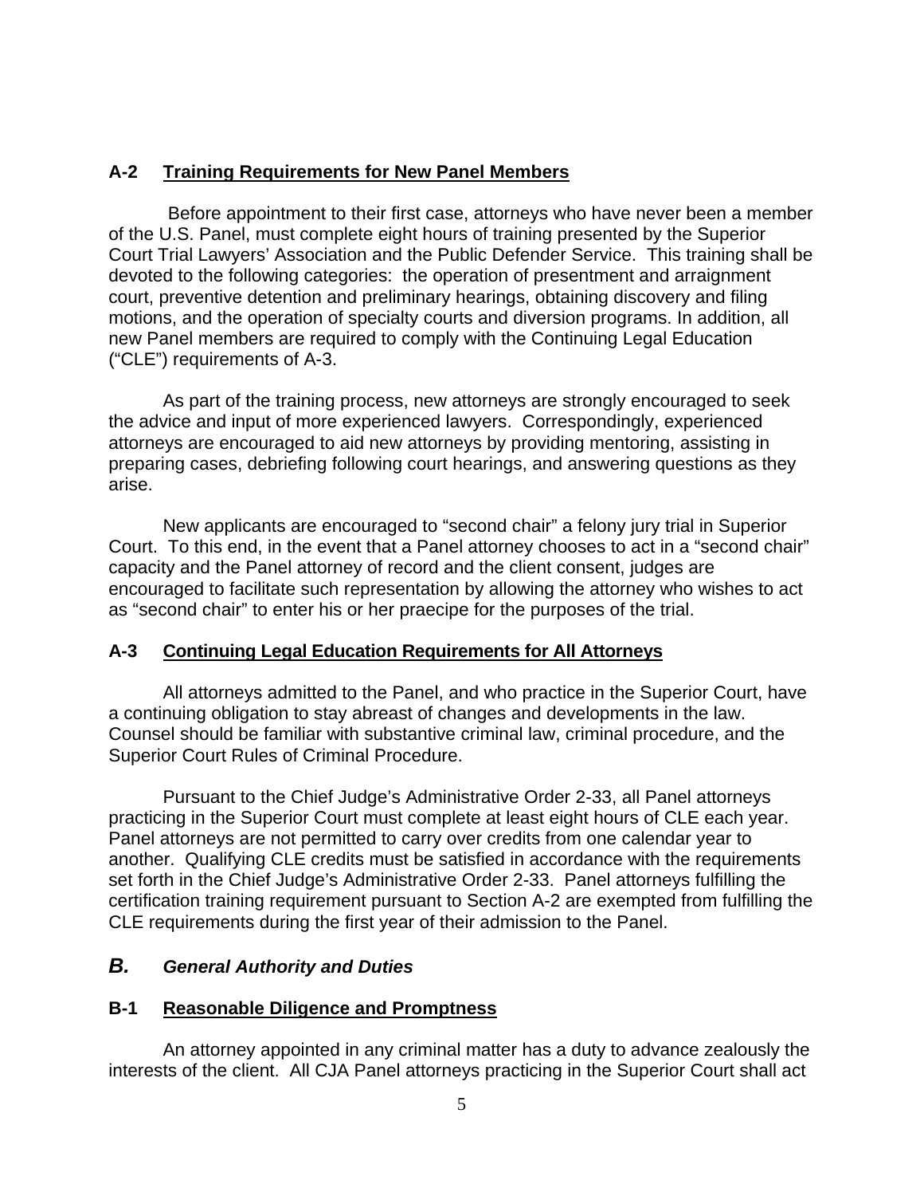### A-2 Training Requirements for New Panel Members

Before appointment to their first case, attorneys who have never been a member of the U.S. Panel, must complete eight hours of training presented by the Superior Court Trial Lawyers' Association and the Public Defender Service. This training shall be devoted to the following categories: the operation of presentment and arraignment court, preventive detention and preliminary hearings, obtaining discovery and filing motions, and the operation of specialty courts and diversion programs. In addition, all new Panel members are required to comply with the Continuing Legal Education ("CLE") requirements of A-3.

As part of the training process, new attorneys are strongly encouraged to seek the advice and input of more experienced lawyers. Correspondingly, experienced attorneys are encouraged to aid new attorneys by providing mentoring, assisting in preparing cases, debriefing following court hearings, and answering questions as they arise.

New applicants are encouraged to "second chair" a felony jury trial in Superior Court. To this end, in the event that a Panel attorney chooses to act in a "second chair" capacity and the Panel attorney of record and the client consent, judges are encouraged to facilitate such representation by allowing the attorney who wishes to act as "second chair" to enter his or her praecipe for the purposes of the trial.

### A-3 Continuing Legal Education Requirements for All Attorneys

All attorneys admitted to the Panel, and who practice in the Superior Court, have a continuing obligation to stay abreast of changes and developments in the law. Counsel should be familiar with substantive criminal law, criminal procedure, and the Superior Court Rules of Criminal Procedure.

Pursuant to the Chief Judge's Administrative Order 2-33, all Panel attorneys practicing in the Superior Court must complete at least eight hours of CLE each year. Panel attorneys are not permitted to carry over credits from one calendar year to another. Qualifying CLE credits must be satisfied in accordance with the requirements set forth in the Chief Judge's Administrative Order 2-33. Panel attorneys fulfilling the certification training requirement pursuant to Section A-2 are exempted from fulfilling the CLE requirements during the first year of their admission to the Panel.

## *B. General Authority and Duties*

### B-1 Reasonable Diligence and Promptness

An attorney appointed in any criminal matter has a duty to advance zealously the interests of the client. All CJA Panel attorneys practicing in the Superior Court shall act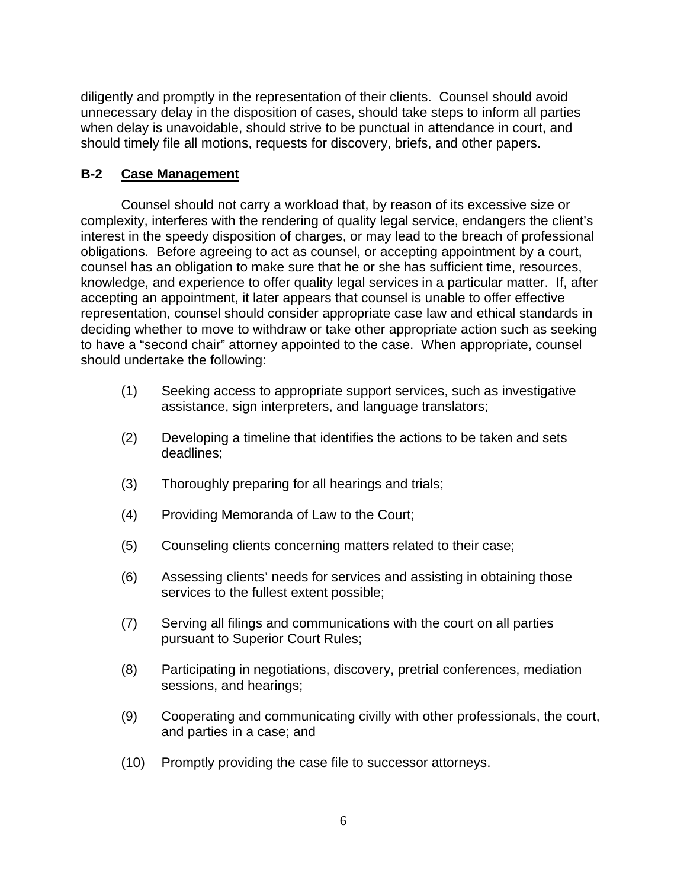diligently and promptly in the representation of their clients. Counsel should avoid unnecessary delay in the disposition of cases, should take steps to inform all parties when delay is unavoidable, should strive to be punctual in attendance in court, and should timely file all motions, requests for discovery, briefs, and other papers.

### B-2 Case Management

Counsel should not carry a workload that, by reason of its excessive size or complexity, interferes with the rendering of quality legal service, endangers the client's interest in the speedy disposition of charges, or may lead to the breach of professional obligations. Before agreeing to act as counsel, or accepting appointment by a court, counsel has an obligation to make sure that he or she has sufficient time, resources, knowledge, and experience to offer quality legal services in a particular matter. If, after accepting an appointment, it later appears that counsel is unable to offer effective representation, counsel should consider appropriate case law and ethical standards in deciding whether to move to withdraw or take other appropriate action such as seeking to have a "second chair" attorney appointed to the case. When appropriate, counsel should undertake the following:

(1) Seeking access to appropriate support services, such as investigative assistance, sign interpreters, and language translators;

(2) Developing a timeline that identifies the actions to be taken and sets deadlines;

(3) Thoroughly preparing for all hearings and trials;

(4) Providing Memoranda of Law to the Court;

(5) Counseling clients concerning matters related to their case;

(6) Assessing clients' needs for services and assisting in obtaining those services to the fullest extent possible;

(7) Serving all filings and communications with the court on all parties pursuant to Superior Court Rules;

(8) Participating in negotiations, discovery, pretrial conferences, mediation sessions, and hearings;

(9) Cooperating and communicating civilly with other professionals, the court, and parties in a case; and

(10) Promptly providing the case file to successor attorneys.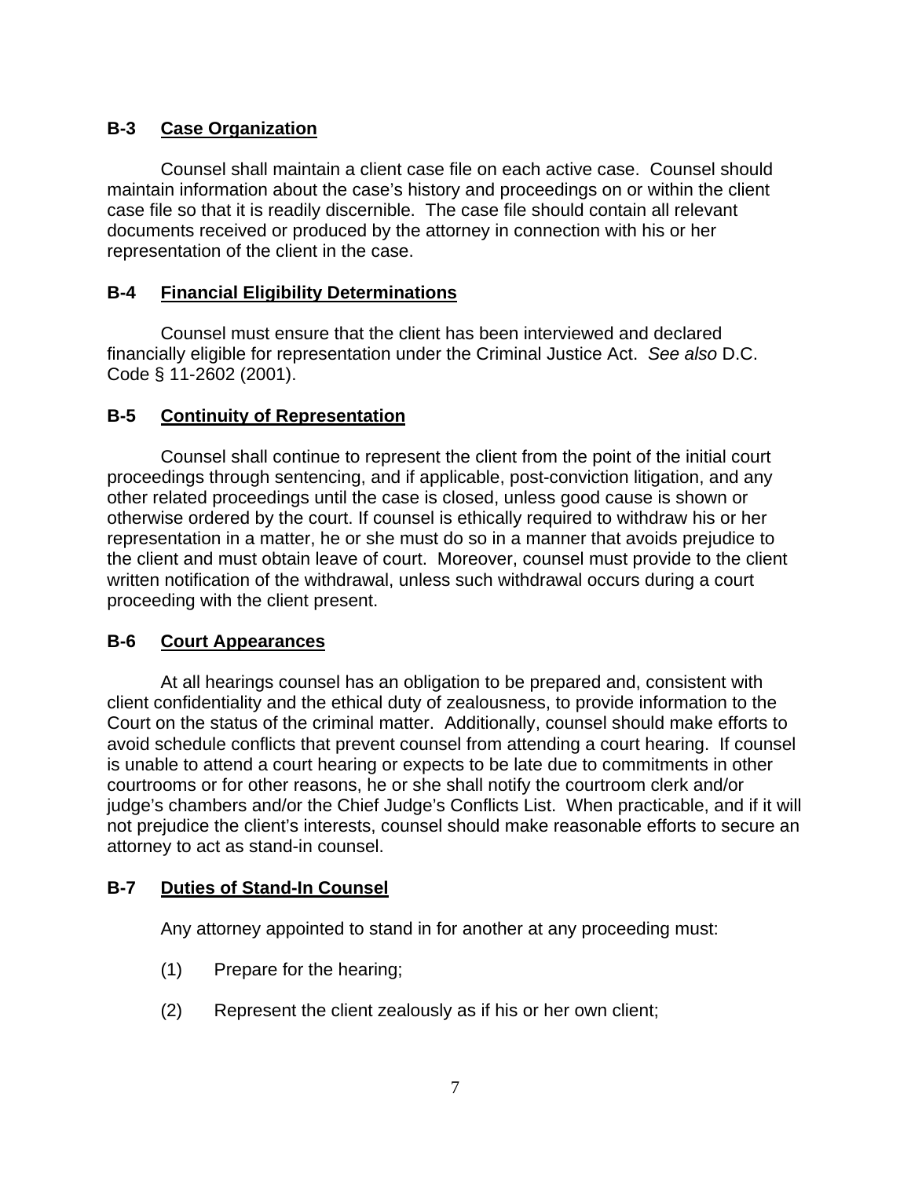## B-3 Case Organization

Counsel shall maintain a client case file on each active case. Counsel should maintain information about the case's history and proceedings on or within the client case file so that it is readily discernible. The case file should contain all relevant documents received or produced by the attorney in connection with his or her representation of the client in the case.

## B-4 Financial Eligibility Determinations

Counsel must ensure that the client has been interviewed and declared financially eligible for representation under the Criminal Justice Act. *See also* D.C. Code § 11-2602 (2001).

## B-5 Continuity of Representation

Counsel shall continue to represent the client from the point of the initial court proceedings through sentencing, and if applicable, post-conviction litigation, and any other related proceedings until the case is closed, unless good cause is shown or otherwise ordered by the court. If counsel is ethically required to withdraw his or her representation in a matter, he or she must do so in a manner that avoids prejudice to the client and must obtain leave of court. Moreover, counsel must provide to the client written notification of the withdrawal, unless such withdrawal occurs during a court proceeding with the client present.

## B-6 Court Appearances

At all hearings counsel has an obligation to be prepared and, consistent with client confidentiality and the ethical duty of zealousness, to provide information to the Court on the status of the criminal matter. Additionally, counsel should make efforts to avoid schedule conflicts that prevent counsel from attending a court hearing. If counsel is unable to attend a court hearing or expects to be late due to commitments in other courtrooms or for other reasons, he or she shall notify the courtroom clerk and/or judge's chambers and/or the Chief Judge's Conflicts List. When practicable, and if it will not prejudice the client's interests, counsel should make reasonable efforts to secure an attorney to act as stand-in counsel.

## B-7 Duties of Stand-In Counsel

Any attorney appointed to stand in for another at any proceeding must:

(1) Prepare for the hearing;

(2) Represent the client zealously as if his or her own client;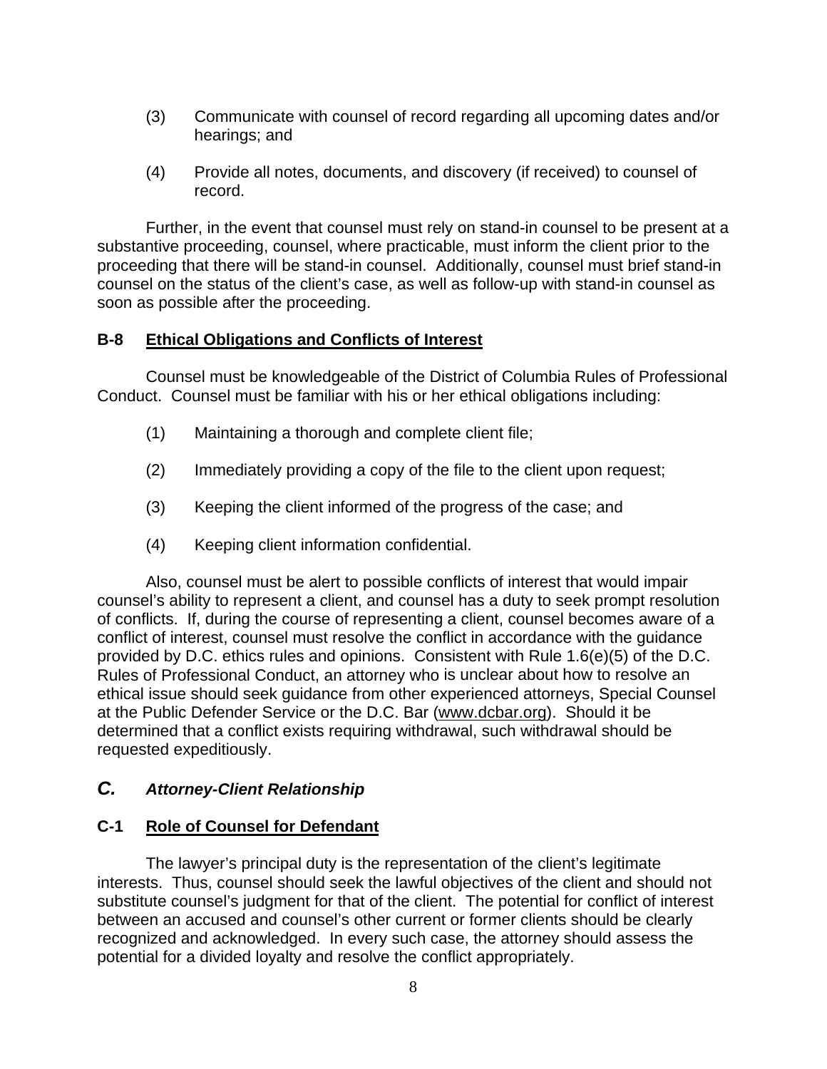(3) Communicate with counsel of record regarding all upcoming dates and/or hearings; and

(4) Provide all notes, documents, and discovery (if received) to counsel of record.

Further, in the event that counsel must rely on stand-in counsel to be present at a substantive proceeding, counsel, where practicable, must inform the client prior to the proceeding that there will be stand-in counsel. Additionally, counsel must brief stand-in counsel on the status of the client's case, as well as follow-up with stand-in counsel as soon as possible after the proceeding.

### B-8 Ethical Obligations and Conflicts of Interest

Counsel must be knowledgeable of the District of Columbia Rules of Professional Conduct. Counsel must be familiar with his or her ethical obligations including:

(1) Maintaining a thorough and complete client file;

(2) Immediately providing a copy of the file to the client upon request;

(3) Keeping the client informed of the progress of the case; and

(4) Keeping client information confidential.

Also, counsel must be alert to possible conflicts of interest that would impair counsel's ability to represent a client, and counsel has a duty to seek prompt resolution of conflicts. If, during the course of representing a client, counsel becomes aware of a conflict of interest, counsel must resolve the conflict in accordance with the guidance provided by D.C. ethics rules and opinions. Consistent with Rule 1.6(e)(5) of the D.C. Rules of Professional Conduct, an attorney who is unclear about how to resolve an ethical issue should seek guidance from other experienced attorneys, Special Counsel at the Public Defender Service or the D.C. Bar (www.dcbar.org). Should it be determined that a conflict exists requiring withdrawal, such withdrawal should be requested expeditiously.

## *C. Attorney-Client Relationship*

### C-1 Role of Counsel for Defendant

The lawyer's principal duty is the representation of the client's legitimate interests. Thus, counsel should seek the lawful objectives of the client and should not substitute counsel's judgment for that of the client. The potential for conflict of interest between an accused and counsel's other current or former clients should be clearly recognized and acknowledged. In every such case, the attorney should assess the potential for a divided loyalty and resolve the conflict appropriately.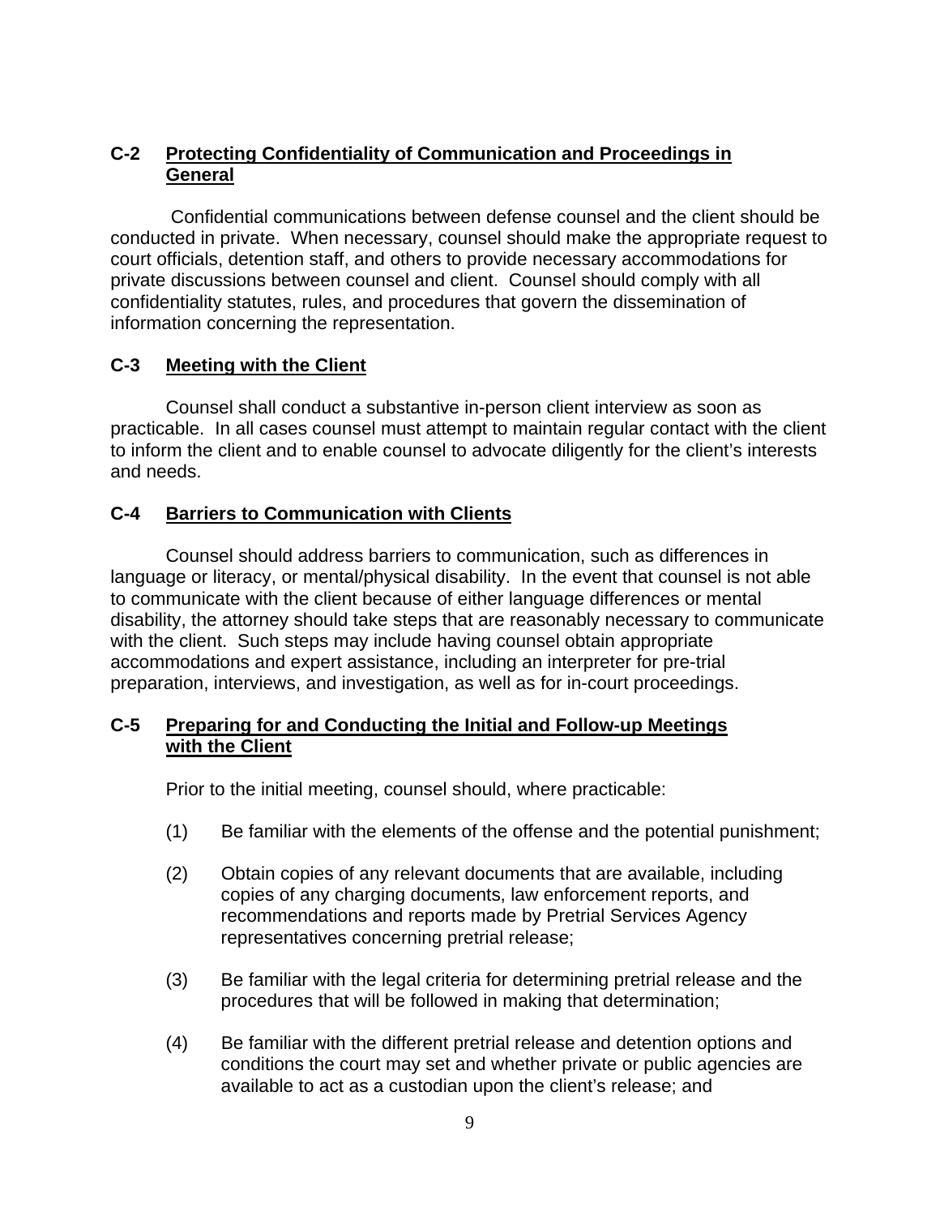### C-2 Protecting Confidentiality of Communication and Proceedings in General

Confidential communications between defense counsel and the client should be conducted in private. When necessary, counsel should make the appropriate request to court officials, detention staff, and others to provide necessary accommodations for private discussions between counsel and client. Counsel should comply with all confidentiality statutes, rules, and procedures that govern the dissemination of information concerning the representation.

### C-3 Meeting with the Client

Counsel shall conduct a substantive in-person client interview as soon as practicable. In all cases counsel must attempt to maintain regular contact with the client to inform the client and to enable counsel to advocate diligently for the client's interests and needs.

### C-4 Barriers to Communication with Clients

Counsel should address barriers to communication, such as differences in language or literacy, or mental/physical disability. In the event that counsel is not able to communicate with the client because of either language differences or mental disability, the attorney should take steps that are reasonably necessary to communicate with the client. Such steps may include having counsel obtain appropriate accommodations and expert assistance, including an interpreter for pre-trial preparation, interviews, and investigation, as well as for in-court proceedings.

### C-5 Preparing for and Conducting the Initial and Follow-up Meetings with the Client

Prior to the initial meeting, counsel should, where practicable:

(1) Be familiar with the elements of the offense and the potential punishment;

(2) Obtain copies of any relevant documents that are available, including copies of any charging documents, law enforcement reports, and recommendations and reports made by Pretrial Services Agency representatives concerning pretrial release;

(3) Be familiar with the legal criteria for determining pretrial release and the procedures that will be followed in making that determination;

(4) Be familiar with the different pretrial release and detention options and conditions the court may set and whether private or public agencies are available to act as a custodian upon the client's release; and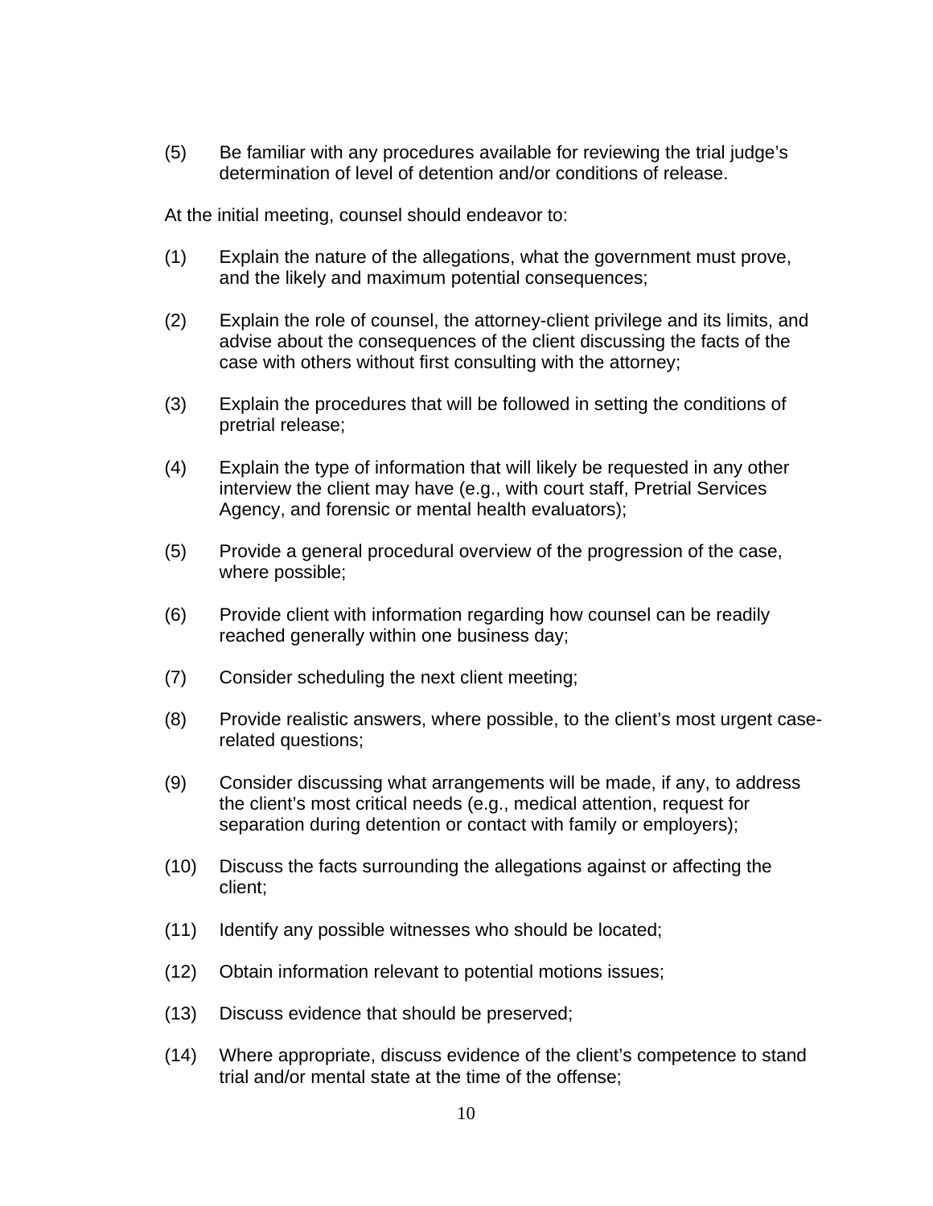(5) Be familiar with any procedures available for reviewing the trial judge's determination of level of detention and/or conditions of release.

At the initial meeting, counsel should endeavor to:

(1) Explain the nature of the allegations, what the government must prove, and the likely and maximum potential consequences;

(2) Explain the role of counsel, the attorney-client privilege and its limits, and advise about the consequences of the client discussing the facts of the case with others without first consulting with the attorney;

(3) Explain the procedures that will be followed in setting the conditions of pretrial release;

(4) Explain the type of information that will likely be requested in any other interview the client may have (e.g., with court staff, Pretrial Services Agency, and forensic or mental health evaluators);

(5) Provide a general procedural overview of the progression of the case, where possible;

(6) Provide client with information regarding how counsel can be readily reached generally within one business day;

(7) Consider scheduling the next client meeting;

(8) Provide realistic answers, where possible, to the client's most urgent case-related questions;

(9) Consider discussing what arrangements will be made, if any, to address the client's most critical needs (e.g., medical attention, request for separation during detention or contact with family or employers);

(10) Discuss the facts surrounding the allegations against or affecting the client;

(11) Identify any possible witnesses who should be located;

(12) Obtain information relevant to potential motions issues;

(13) Discuss evidence that should be preserved;

(14) Where appropriate, discuss evidence of the client's competence to stand trial and/or mental state at the time of the offense;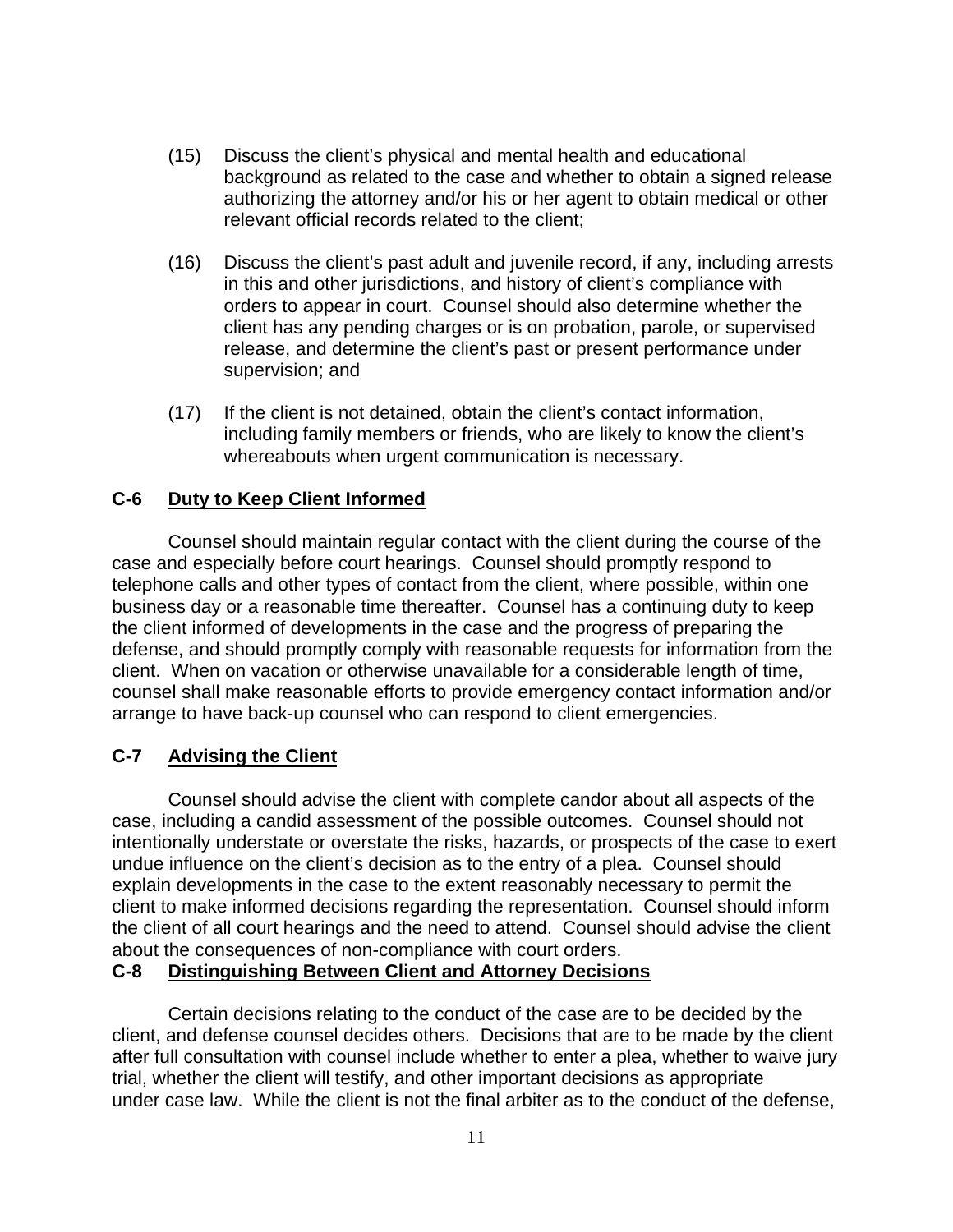(15) Discuss the client's physical and mental health and educational background as related to the case and whether to obtain a signed release authorizing the attorney and/or his or her agent to obtain medical or other relevant official records related to the client;

(16) Discuss the client's past adult and juvenile record, if any, including arrests in this and other jurisdictions, and history of client's compliance with orders to appear in court. Counsel should also determine whether the client has any pending charges or is on probation, parole, or supervised release, and determine the client's past or present performance under supervision; and

(17) If the client is not detained, obtain the client's contact information, including family members or friends, who are likely to know the client's whereabouts when urgent communication is necessary.

### C-6 Duty to Keep Client Informed

Counsel should maintain regular contact with the client during the course of the case and especially before court hearings. Counsel should promptly respond to telephone calls and other types of contact from the client, where possible, within one business day or a reasonable time thereafter. Counsel has a continuing duty to keep the client informed of developments in the case and the progress of preparing the defense, and should promptly comply with reasonable requests for information from the client. When on vacation or otherwise unavailable for a considerable length of time, counsel shall make reasonable efforts to provide emergency contact information and/or arrange to have back-up counsel who can respond to client emergencies.

### C-7 Advising the Client

Counsel should advise the client with complete candor about all aspects of the case, including a candid assessment of the possible outcomes. Counsel should not intentionally understate or overstate the risks, hazards, or prospects of the case to exert undue influence on the client's decision as to the entry of a plea. Counsel should explain developments in the case to the extent reasonably necessary to permit the client to make informed decisions regarding the representation. Counsel should inform the client of all court hearings and the need to attend. Counsel should advise the client about the consequences of non-compliance with court orders.

### C-8 Distinguishing Between Client and Attorney Decisions

Certain decisions relating to the conduct of the case are to be decided by the client, and defense counsel decides others. Decisions that are to be made by the client after full consultation with counsel include whether to enter a plea, whether to waive jury trial, whether the client will testify, and other important decisions as appropriate under case law. While the client is not the final arbiter as to the conduct of the defense,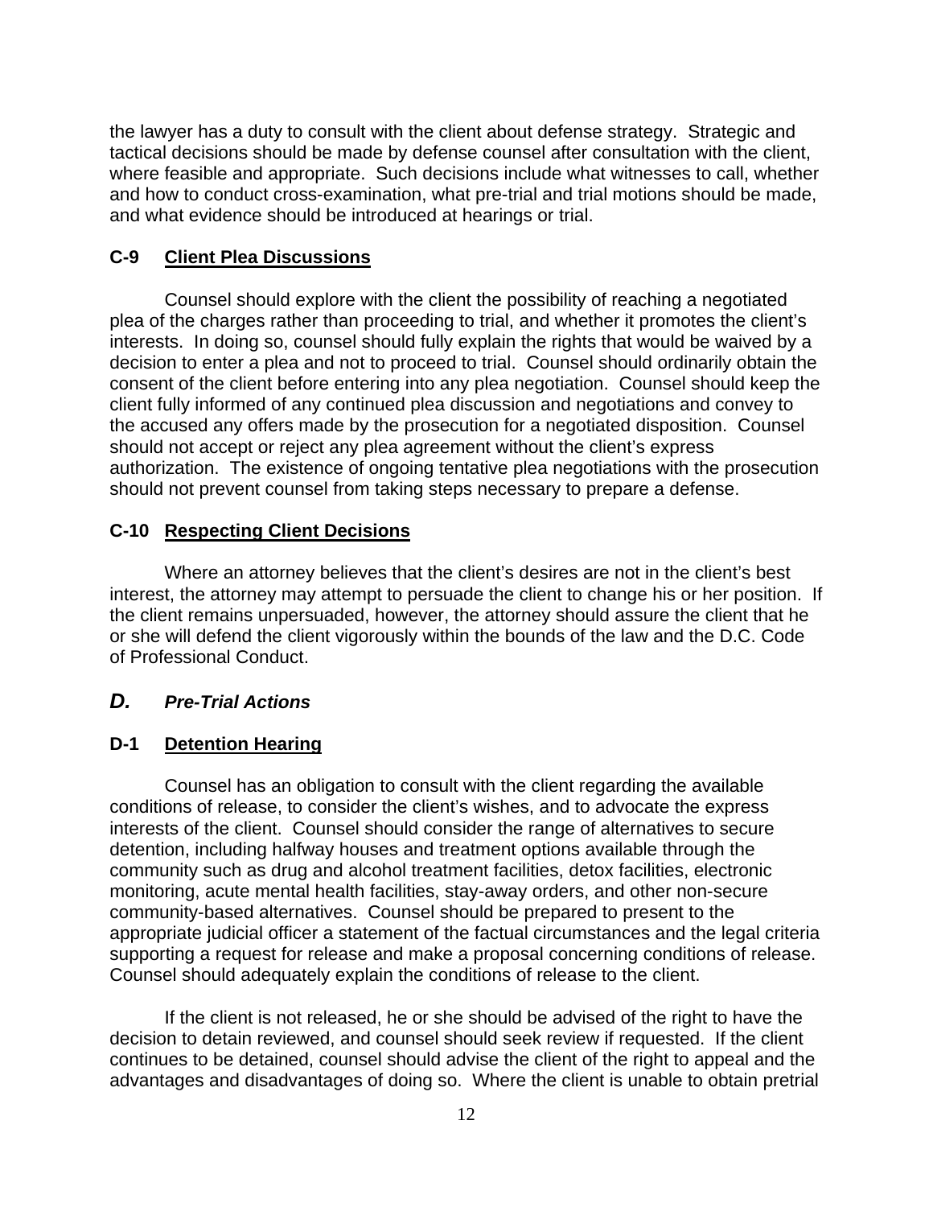the lawyer has a duty to consult with the client about defense strategy. Strategic and tactical decisions should be made by defense counsel after consultation with the client, where feasible and appropriate. Such decisions include what witnesses to call, whether and how to conduct cross-examination, what pre-trial and trial motions should be made, and what evidence should be introduced at hearings or trial.

### C-9 <u>Client Plea Discussions</u>

Counsel should explore with the client the possibility of reaching a negotiated plea of the charges rather than proceeding to trial, and whether it promotes the client's interests. In doing so, counsel should fully explain the rights that would be waived by a decision to enter a plea and not to proceed to trial. Counsel should ordinarily obtain the consent of the client before entering into any plea negotiation. Counsel should keep the client fully informed of any continued plea discussion and negotiations and convey to the accused any offers made by the prosecution for a negotiated disposition. Counsel should not accept or reject any plea agreement without the client's express authorization. The existence of ongoing tentative plea negotiations with the prosecution should not prevent counsel from taking steps necessary to prepare a defense.

### C-10 <u>Respecting Client Decisions</u>

Where an attorney believes that the client's desires are not in the client's best interest, the attorney may attempt to persuade the client to change his or her position. If the client remains unpersuaded, however, the attorney should assure the client that he or she will defend the client vigorously within the bounds of the law and the D.C. Code of Professional Conduct.

## *D. Pre-Trial Actions*

### D-1 <u>Detention Hearing</u>

Counsel has an obligation to consult with the client regarding the available conditions of release, to consider the client's wishes, and to advocate the express interests of the client. Counsel should consider the range of alternatives to secure detention, including halfway houses and treatment options available through the community such as drug and alcohol treatment facilities, detox facilities, electronic monitoring, acute mental health facilities, stay-away orders, and other non-secure community-based alternatives. Counsel should be prepared to present to the appropriate judicial officer a statement of the factual circumstances and the legal criteria supporting a request for release and make a proposal concerning conditions of release. Counsel should adequately explain the conditions of release to the client.

If the client is not released, he or she should be advised of the right to have the decision to detain reviewed, and counsel should seek review if requested. If the client continues to be detained, counsel should advise the client of the right to appeal and the advantages and disadvantages of doing so. Where the client is unable to obtain pretrial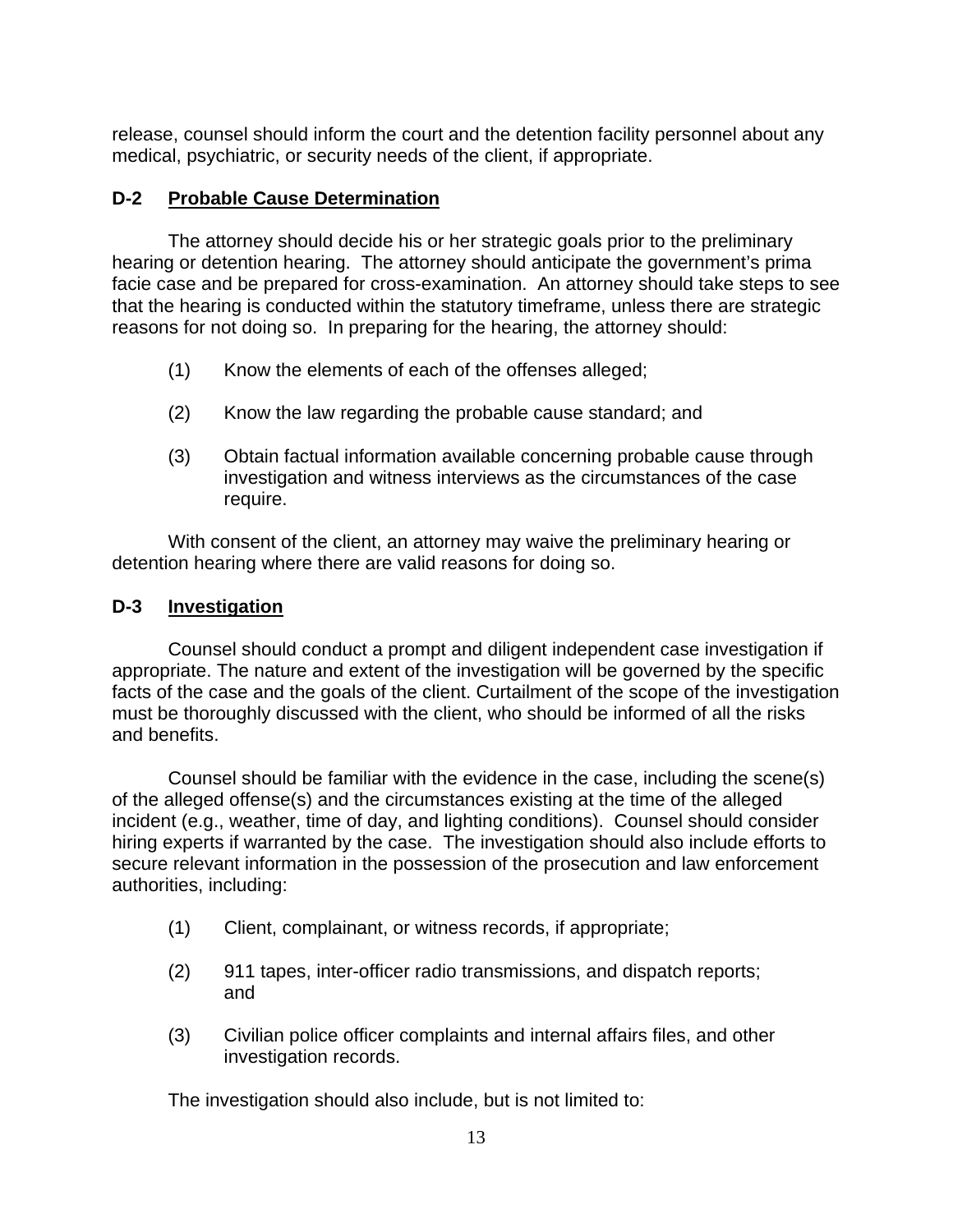release, counsel should inform the court and the detention facility personnel about any medical, psychiatric, or security needs of the client, if appropriate.

### D-2 Probable Cause Determination

The attorney should decide his or her strategic goals prior to the preliminary hearing or detention hearing. The attorney should anticipate the government's prima facie case and be prepared for cross-examination. An attorney should take steps to see that the hearing is conducted within the statutory timeframe, unless there are strategic reasons for not doing so. In preparing for the hearing, the attorney should:

(1) Know the elements of each of the offenses alleged;

(2) Know the law regarding the probable cause standard; and

(3) Obtain factual information available concerning probable cause through investigation and witness interviews as the circumstances of the case require.

With consent of the client, an attorney may waive the preliminary hearing or detention hearing where there are valid reasons for doing so.

### D-3 Investigation

Counsel should conduct a prompt and diligent independent case investigation if appropriate. The nature and extent of the investigation will be governed by the specific facts of the case and the goals of the client. Curtailment of the scope of the investigation must be thoroughly discussed with the client, who should be informed of all the risks and benefits.

Counsel should be familiar with the evidence in the case, including the scene(s) of the alleged offense(s) and the circumstances existing at the time of the alleged incident (e.g., weather, time of day, and lighting conditions). Counsel should consider hiring experts if warranted by the case. The investigation should also include efforts to secure relevant information in the possession of the prosecution and law enforcement authorities, including:

(1) Client, complainant, or witness records, if appropriate;

(2) 911 tapes, inter-officer radio transmissions, and dispatch reports; and

(3) Civilian police officer complaints and internal affairs files, and other investigation records.

The investigation should also include, but is not limited to: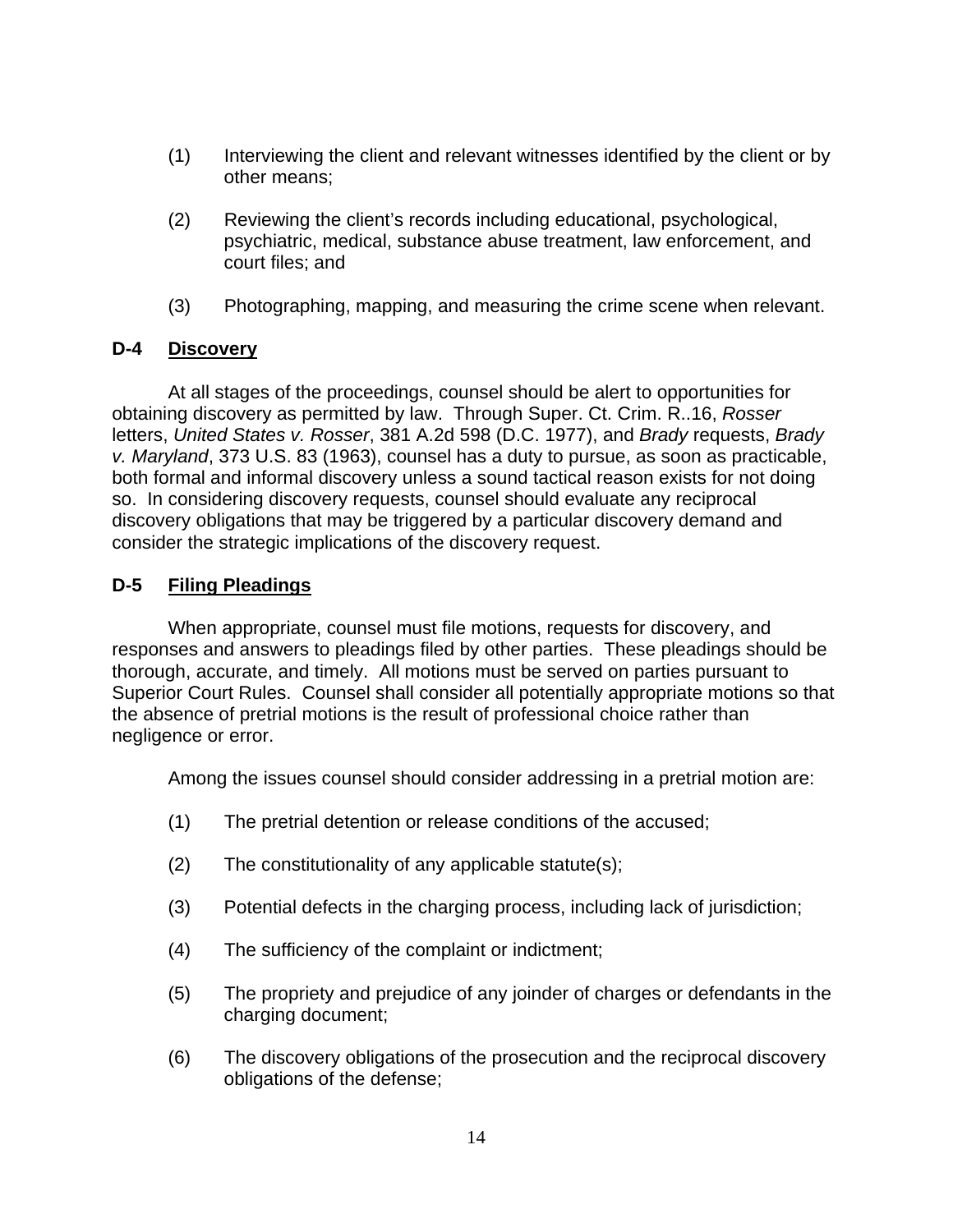(1) Interviewing the client and relevant witnesses identified by the client or by other means;

(2) Reviewing the client's records including educational, psychological, psychiatric, medical, substance abuse treatment, law enforcement, and court files; and

(3) Photographing, mapping, and measuring the crime scene when relevant.

### D-4 <u>Discovery</u>

At all stages of the proceedings, counsel should be alert to opportunities for obtaining discovery as permitted by law. Through Super. Ct. Crim. R..16, *Rosser* letters, *United States v. Rosser*, 381 A.2d 598 (D.C. 1977), and *Brady* requests, *Brady v. Maryland*, 373 U.S. 83 (1963), counsel has a duty to pursue, as soon as practicable, both formal and informal discovery unless a sound tactical reason exists for not doing so. In considering discovery requests, counsel should evaluate any reciprocal discovery obligations that may be triggered by a particular discovery demand and consider the strategic implications of the discovery request.

### D-5 <u>Filing Pleadings</u>

When appropriate, counsel must file motions, requests for discovery, and responses and answers to pleadings filed by other parties. These pleadings should be thorough, accurate, and timely. All motions must be served on parties pursuant to Superior Court Rules. Counsel shall consider all potentially appropriate motions so that the absence of pretrial motions is the result of professional choice rather than negligence or error.

Among the issues counsel should consider addressing in a pretrial motion are:

(1) The pretrial detention or release conditions of the accused;

(2) The constitutionality of any applicable statute(s);

(3) Potential defects in the charging process, including lack of jurisdiction;

(4) The sufficiency of the complaint or indictment;

(5) The propriety and prejudice of any joinder of charges or defendants in the charging document;

(6) The discovery obligations of the prosecution and the reciprocal discovery obligations of the defense;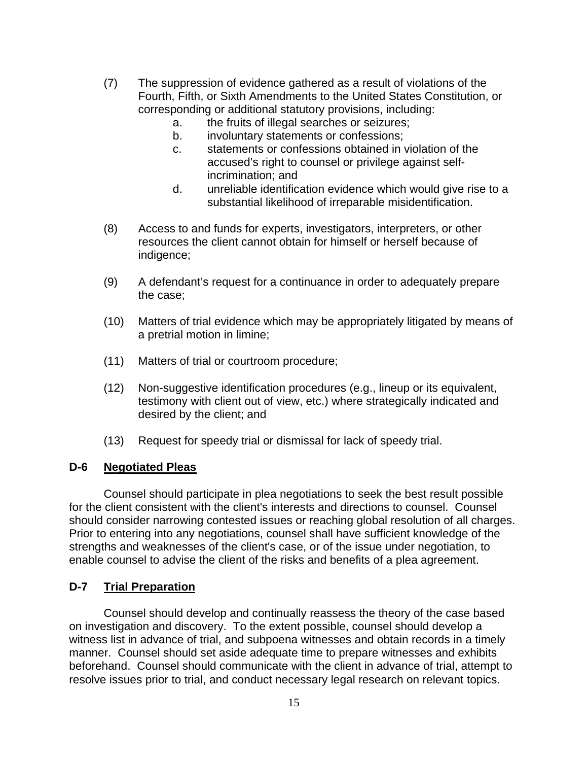(7) The suppression of evidence gathered as a result of violations of the Fourth, Fifth, or Sixth Amendments to the United States Constitution, or corresponding or additional statutory provisions, including:

   a. the fruits of illegal searches or seizures;
   b. involuntary statements or confessions;
   c. statements or confessions obtained in violation of the accused's right to counsel or privilege against self-incrimination; and
   d. unreliable identification evidence which would give rise to a substantial likelihood of irreparable misidentification.

(8) Access to and funds for experts, investigators, interpreters, or other resources the client cannot obtain for himself or herself because of indigence;

(9) A defendant's request for a continuance in order to adequately prepare the case;

(10) Matters of trial evidence which may be appropriately litigated by means of a pretrial motion in limine;

(11) Matters of trial or courtroom procedure;

(12) Non-suggestive identification procedures (e.g., lineup or its equivalent, testimony with client out of view, etc.) where strategically indicated and desired by the client; and

(13) Request for speedy trial or dismissal for lack of speedy trial.

**D-6 <u>Negotiated Pleas</u>**

Counsel should participate in plea negotiations to seek the best result possible for the client consistent with the client's interests and directions to counsel. Counsel should consider narrowing contested issues or reaching global resolution of all charges. Prior to entering into any negotiations, counsel shall have sufficient knowledge of the strengths and weaknesses of the client's case, or of the issue under negotiation, to enable counsel to advise the client of the risks and benefits of a plea agreement.

**D-7 <u>Trial Preparation</u>**

Counsel should develop and continually reassess the theory of the case based on investigation and discovery. To the extent possible, counsel should develop a witness list in advance of trial, and subpoena witnesses and obtain records in a timely manner. Counsel should set aside adequate time to prepare witnesses and exhibits beforehand. Counsel should communicate with the client in advance of trial, attempt to resolve issues prior to trial, and conduct necessary legal research on relevant topics.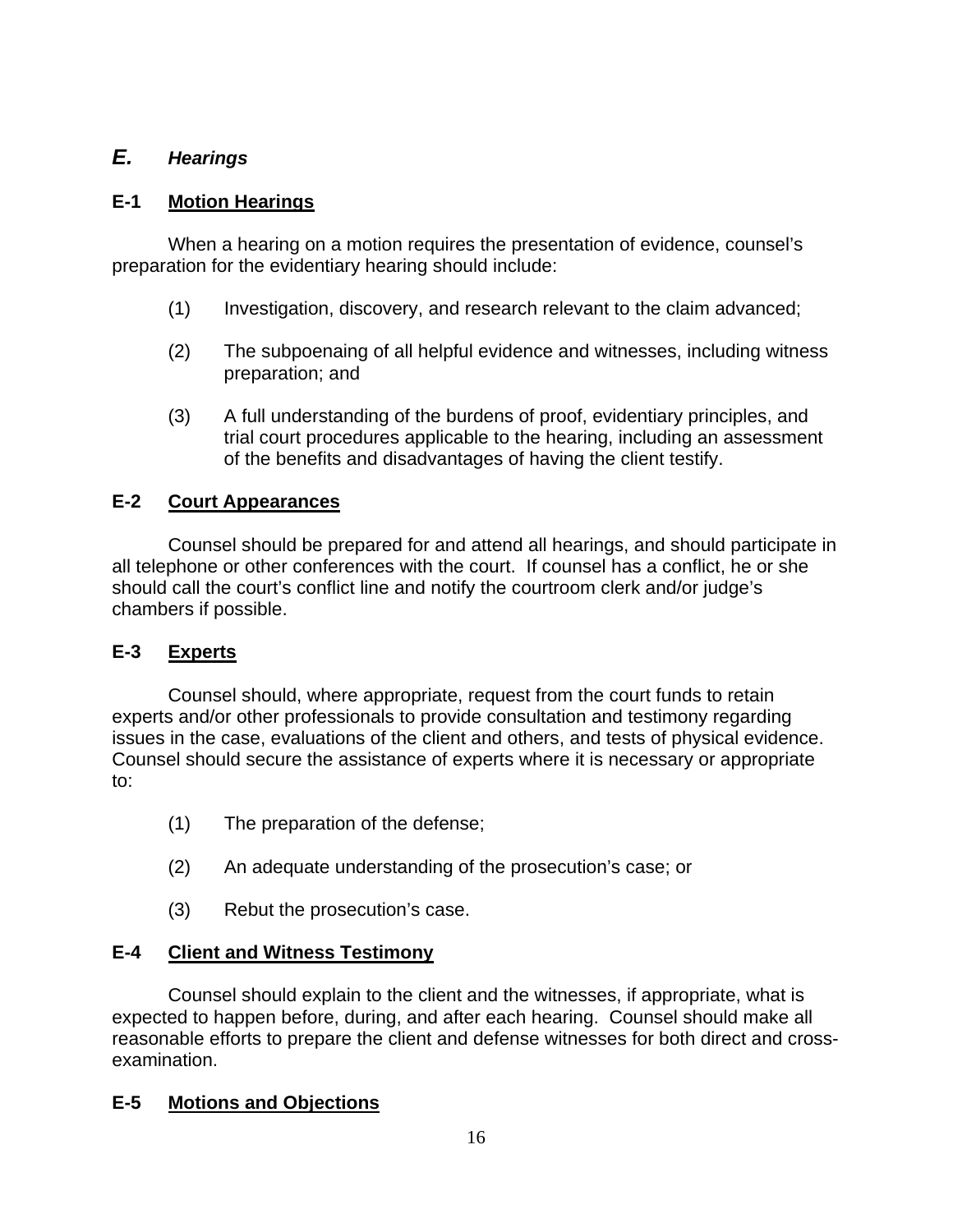## *E. Hearings*

### E-1 Motion Hearings

When a hearing on a motion requires the presentation of evidence, counsel's preparation for the evidentiary hearing should include:

(1) Investigation, discovery, and research relevant to the claim advanced;

(2) The subpoenaing of all helpful evidence and witnesses, including witness preparation; and

(3) A full understanding of the burdens of proof, evidentiary principles, and trial court procedures applicable to the hearing, including an assessment of the benefits and disadvantages of having the client testify.

### E-2 Court Appearances

Counsel should be prepared for and attend all hearings, and should participate in all telephone or other conferences with the court. If counsel has a conflict, he or she should call the court's conflict line and notify the courtroom clerk and/or judge's chambers if possible.

### E-3 Experts

Counsel should, where appropriate, request from the court funds to retain experts and/or other professionals to provide consultation and testimony regarding issues in the case, evaluations of the client and others, and tests of physical evidence. Counsel should secure the assistance of experts where it is necessary or appropriate to:

(1) The preparation of the defense;

(2) An adequate understanding of the prosecution's case; or

(3) Rebut the prosecution's case.

### E-4 Client and Witness Testimony

Counsel should explain to the client and the witnesses, if appropriate, what is expected to happen before, during, and after each hearing. Counsel should make all reasonable efforts to prepare the client and defense witnesses for both direct and cross-examination.

### E-5 Motions and Objections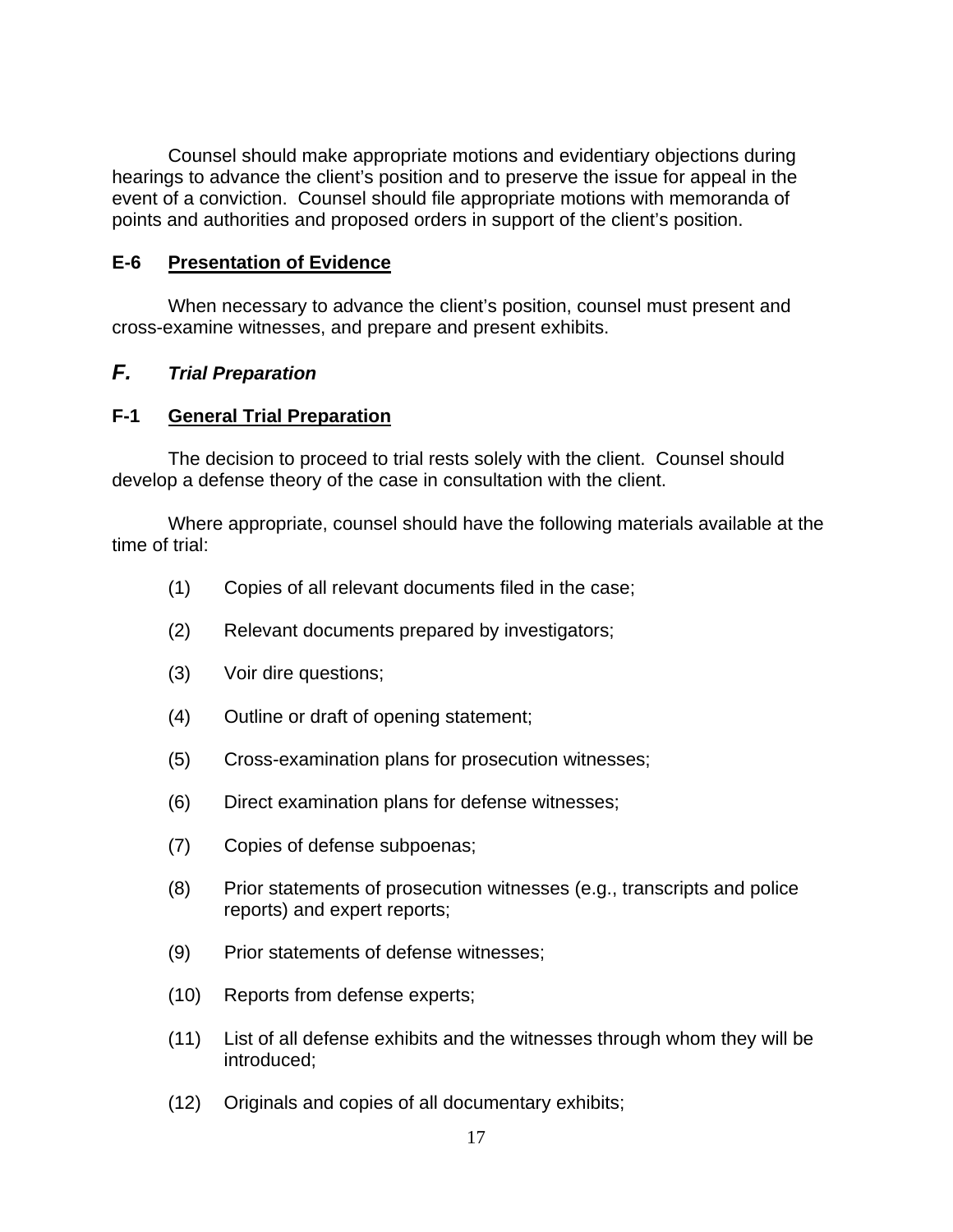Counsel should make appropriate motions and evidentiary objections during hearings to advance the client's position and to preserve the issue for appeal in the event of a conviction. Counsel should file appropriate motions with memoranda of points and authorities and proposed orders in support of the client's position.

### E-6 Presentation of Evidence

When necessary to advance the client's position, counsel must present and cross-examine witnesses, and prepare and present exhibits.

## *F. Trial Preparation*

### F-1 General Trial Preparation

The decision to proceed to trial rests solely with the client. Counsel should develop a defense theory of the case in consultation with the client.

Where appropriate, counsel should have the following materials available at the time of trial:

(1) Copies of all relevant documents filed in the case;

(2) Relevant documents prepared by investigators;

(3) Voir dire questions;

(4) Outline or draft of opening statement;

(5) Cross-examination plans for prosecution witnesses;

(6) Direct examination plans for defense witnesses;

(7) Copies of defense subpoenas;

(8) Prior statements of prosecution witnesses (e.g., transcripts and police reports) and expert reports;

(9) Prior statements of defense witnesses;

(10) Reports from defense experts;

(11) List of all defense exhibits and the witnesses through whom they will be introduced;

(12) Originals and copies of all documentary exhibits;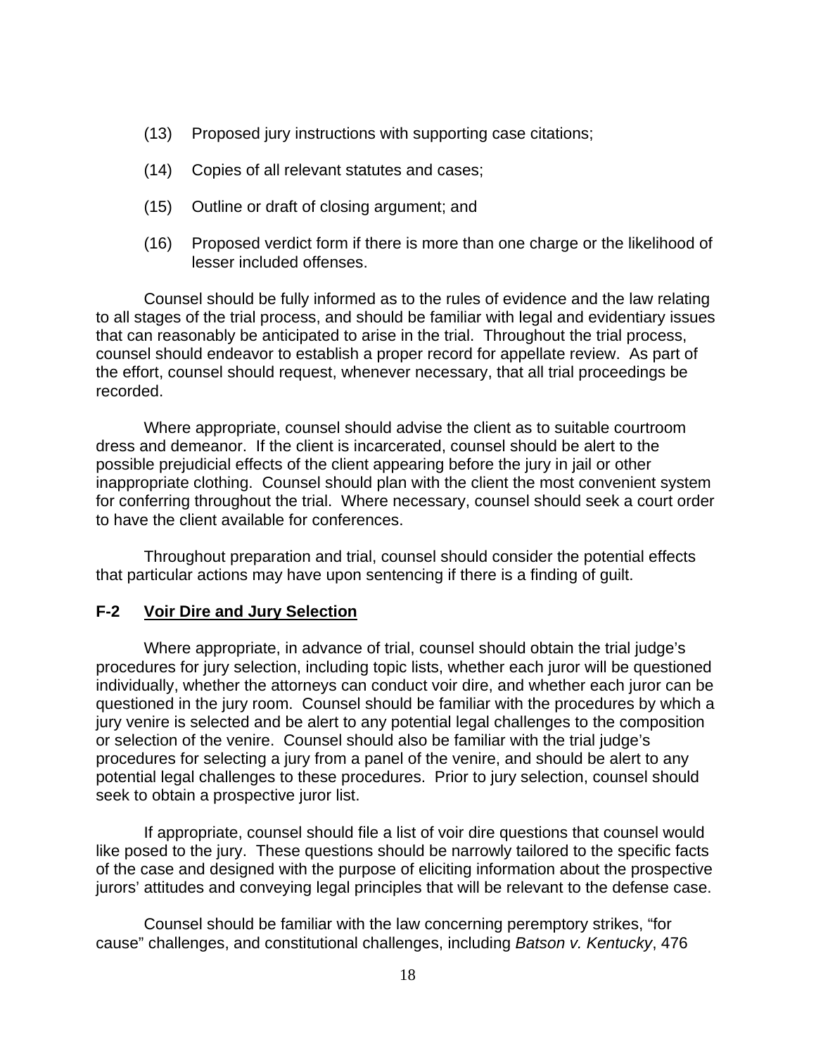(13) Proposed jury instructions with supporting case citations;

(14) Copies of all relevant statutes and cases;

(15) Outline or draft of closing argument; and

(16) Proposed verdict form if there is more than one charge or the likelihood of lesser included offenses.

Counsel should be fully informed as to the rules of evidence and the law relating to all stages of the trial process, and should be familiar with legal and evidentiary issues that can reasonably be anticipated to arise in the trial. Throughout the trial process, counsel should endeavor to establish a proper record for appellate review. As part of the effort, counsel should request, whenever necessary, that all trial proceedings be recorded.

Where appropriate, counsel should advise the client as to suitable courtroom dress and demeanor. If the client is incarcerated, counsel should be alert to the possible prejudicial effects of the client appearing before the jury in jail or other inappropriate clothing. Counsel should plan with the client the most convenient system for conferring throughout the trial. Where necessary, counsel should seek a court order to have the client available for conferences.

Throughout preparation and trial, counsel should consider the potential effects that particular actions may have upon sentencing if there is a finding of guilt.

### F-2 Voir Dire and Jury Selection

Where appropriate, in advance of trial, counsel should obtain the trial judge's procedures for jury selection, including topic lists, whether each juror will be questioned individually, whether the attorneys can conduct voir dire, and whether each juror can be questioned in the jury room. Counsel should be familiar with the procedures by which a jury venire is selected and be alert to any potential legal challenges to the composition or selection of the venire. Counsel should also be familiar with the trial judge's procedures for selecting a jury from a panel of the venire, and should be alert to any potential legal challenges to these procedures. Prior to jury selection, counsel should seek to obtain a prospective juror list.

If appropriate, counsel should file a list of voir dire questions that counsel would like posed to the jury. These questions should be narrowly tailored to the specific facts of the case and designed with the purpose of eliciting information about the prospective jurors' attitudes and conveying legal principles that will be relevant to the defense case.

Counsel should be familiar with the law concerning peremptory strikes, "for cause" challenges, and constitutional challenges, including *Batson v. Kentucky*, 476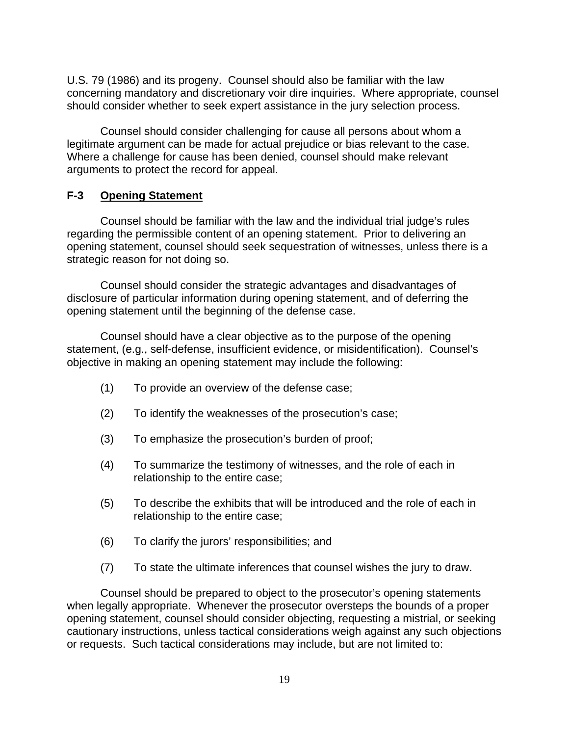U.S. 79 (1986) and its progeny. Counsel should also be familiar with the law concerning mandatory and discretionary voir dire inquiries. Where appropriate, counsel should consider whether to seek expert assistance in the jury selection process.

Counsel should consider challenging for cause all persons about whom a legitimate argument can be made for actual prejudice or bias relevant to the case. Where a challenge for cause has been denied, counsel should make relevant arguments to protect the record for appeal.

### F-3 Opening Statement

Counsel should be familiar with the law and the individual trial judge's rules regarding the permissible content of an opening statement. Prior to delivering an opening statement, counsel should seek sequestration of witnesses, unless there is a strategic reason for not doing so.

Counsel should consider the strategic advantages and disadvantages of disclosure of particular information during opening statement, and of deferring the opening statement until the beginning of the defense case.

Counsel should have a clear objective as to the purpose of the opening statement, (e.g., self-defense, insufficient evidence, or misidentification). Counsel's objective in making an opening statement may include the following:

(1) To provide an overview of the defense case;

(2) To identify the weaknesses of the prosecution's case;

(3) To emphasize the prosecution's burden of proof;

(4) To summarize the testimony of witnesses, and the role of each in relationship to the entire case;

(5) To describe the exhibits that will be introduced and the role of each in relationship to the entire case;

(6) To clarify the jurors' responsibilities; and

(7) To state the ultimate inferences that counsel wishes the jury to draw.

Counsel should be prepared to object to the prosecutor's opening statements when legally appropriate. Whenever the prosecutor oversteps the bounds of a proper opening statement, counsel should consider objecting, requesting a mistrial, or seeking cautionary instructions, unless tactical considerations weigh against any such objections or requests. Such tactical considerations may include, but are not limited to: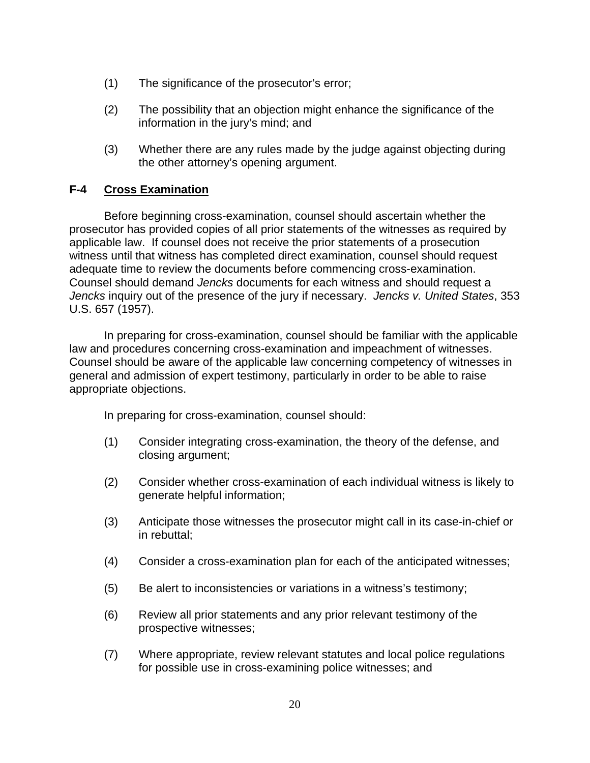(1) The significance of the prosecutor's error;

(2) The possibility that an objection might enhance the significance of the information in the jury's mind; and

(3) Whether there are any rules made by the judge against objecting during the other attorney's opening argument.

## F-4 Cross Examination

Before beginning cross-examination, counsel should ascertain whether the prosecutor has provided copies of all prior statements of the witnesses as required by applicable law. If counsel does not receive the prior statements of a prosecution witness until that witness has completed direct examination, counsel should request adequate time to review the documents before commencing cross-examination. Counsel should demand *Jencks* documents for each witness and should request a *Jencks* inquiry out of the presence of the jury if necessary. *Jencks v. United States*, 353 U.S. 657 (1957).

In preparing for cross-examination, counsel should be familiar with the applicable law and procedures concerning cross-examination and impeachment of witnesses. Counsel should be aware of the applicable law concerning competency of witnesses in general and admission of expert testimony, particularly in order to be able to raise appropriate objections.

In preparing for cross-examination, counsel should:

(1) Consider integrating cross-examination, the theory of the defense, and closing argument;

(2) Consider whether cross-examination of each individual witness is likely to generate helpful information;

(3) Anticipate those witnesses the prosecutor might call in its case-in-chief or in rebuttal;

(4) Consider a cross-examination plan for each of the anticipated witnesses;

(5) Be alert to inconsistencies or variations in a witness's testimony;

(6) Review all prior statements and any prior relevant testimony of the prospective witnesses;

(7) Where appropriate, review relevant statutes and local police regulations for possible use in cross-examining police witnesses; and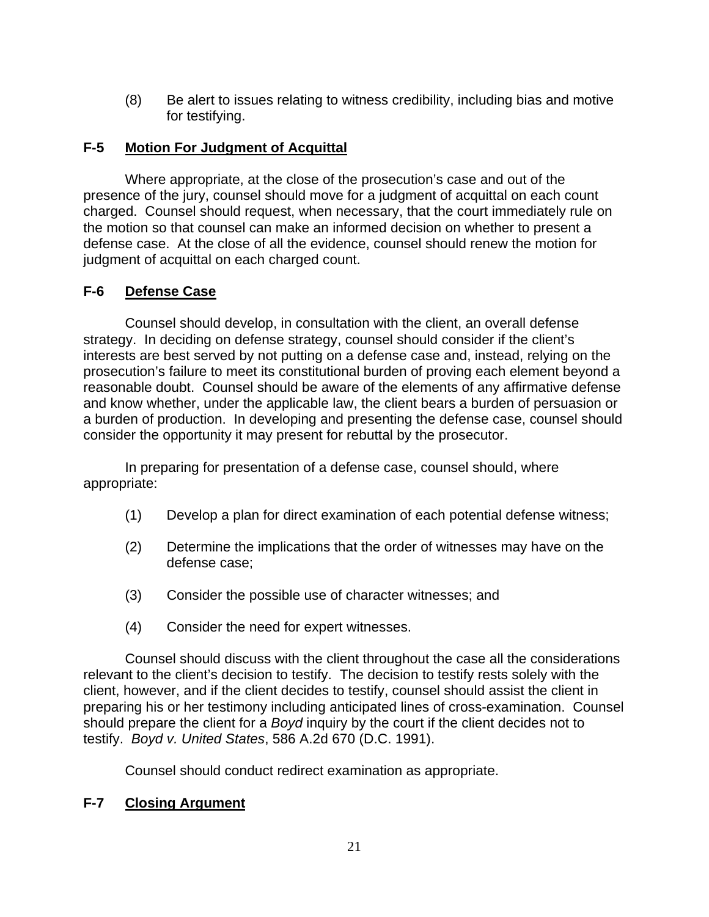(8) Be alert to issues relating to witness credibility, including bias and motive for testifying.

### F-5 Motion For Judgment of Acquittal

Where appropriate, at the close of the prosecution's case and out of the presence of the jury, counsel should move for a judgment of acquittal on each count charged. Counsel should request, when necessary, that the court immediately rule on the motion so that counsel can make an informed decision on whether to present a defense case. At the close of all the evidence, counsel should renew the motion for judgment of acquittal on each charged count.

### F-6 Defense Case

Counsel should develop, in consultation with the client, an overall defense strategy. In deciding on defense strategy, counsel should consider if the client's interests are best served by not putting on a defense case and, instead, relying on the prosecution's failure to meet its constitutional burden of proving each element beyond a reasonable doubt. Counsel should be aware of the elements of any affirmative defense and know whether, under the applicable law, the client bears a burden of persuasion or a burden of production. In developing and presenting the defense case, counsel should consider the opportunity it may present for rebuttal by the prosecutor.

In preparing for presentation of a defense case, counsel should, where appropriate:

(1) Develop a plan for direct examination of each potential defense witness;

(2) Determine the implications that the order of witnesses may have on the defense case;

(3) Consider the possible use of character witnesses; and

(4) Consider the need for expert witnesses.

Counsel should discuss with the client throughout the case all the considerations relevant to the client's decision to testify. The decision to testify rests solely with the client, however, and if the client decides to testify, counsel should assist the client in preparing his or her testimony including anticipated lines of cross-examination. Counsel should prepare the client for a *Boyd* inquiry by the court if the client decides not to testify. *Boyd v. United States*, 586 A.2d 670 (D.C. 1991).

Counsel should conduct redirect examination as appropriate.

### F-7 Closing Argument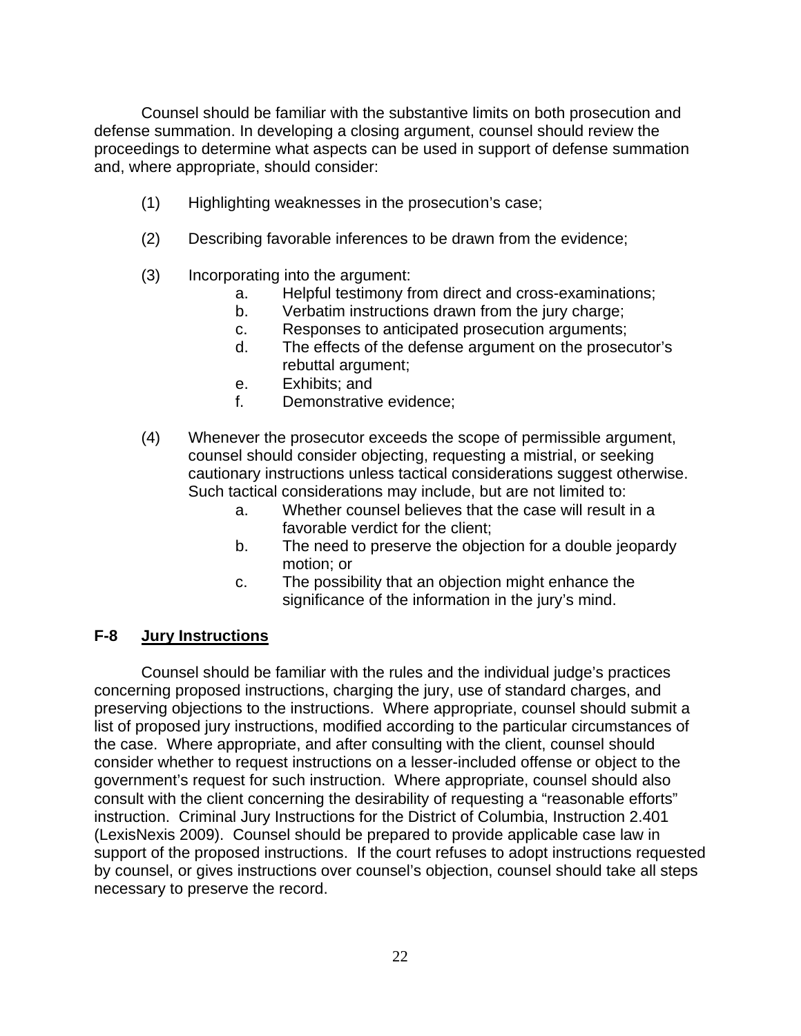Counsel should be familiar with the substantive limits on both prosecution and defense summation. In developing a closing argument, counsel should review the proceedings to determine what aspects can be used in support of defense summation and, where appropriate, should consider:

(1) Highlighting weaknesses in the prosecution's case;

(2) Describing favorable inferences to be drawn from the evidence;

(3) Incorporating into the argument:
  a. Helpful testimony from direct and cross-examinations;
  b. Verbatim instructions drawn from the jury charge;
  c. Responses to anticipated prosecution arguments;
  d. The effects of the defense argument on the prosecutor's rebuttal argument;
  e. Exhibits; and
  f. Demonstrative evidence;

(4) Whenever the prosecutor exceeds the scope of permissible argument, counsel should consider objecting, requesting a mistrial, or seeking cautionary instructions unless tactical considerations suggest otherwise. Such tactical considerations may include, but are not limited to:
  a. Whether counsel believes that the case will result in a favorable verdict for the client;
  b. The need to preserve the objection for a double jeopardy motion; or
  c. The possibility that an objection might enhance the significance of the information in the jury's mind.

## F-8 Jury Instructions

Counsel should be familiar with the rules and the individual judge's practices concerning proposed instructions, charging the jury, use of standard charges, and preserving objections to the instructions. Where appropriate, counsel should submit a list of proposed jury instructions, modified according to the particular circumstances of the case. Where appropriate, and after consulting with the client, counsel should consider whether to request instructions on a lesser-included offense or object to the government's request for such instruction. Where appropriate, counsel should also consult with the client concerning the desirability of requesting a "reasonable efforts" instruction. Criminal Jury Instructions for the District of Columbia, Instruction 2.401 (LexisNexis 2009). Counsel should be prepared to provide applicable case law in support of the proposed instructions. If the court refuses to adopt instructions requested by counsel, or gives instructions over counsel's objection, counsel should take all steps necessary to preserve the record.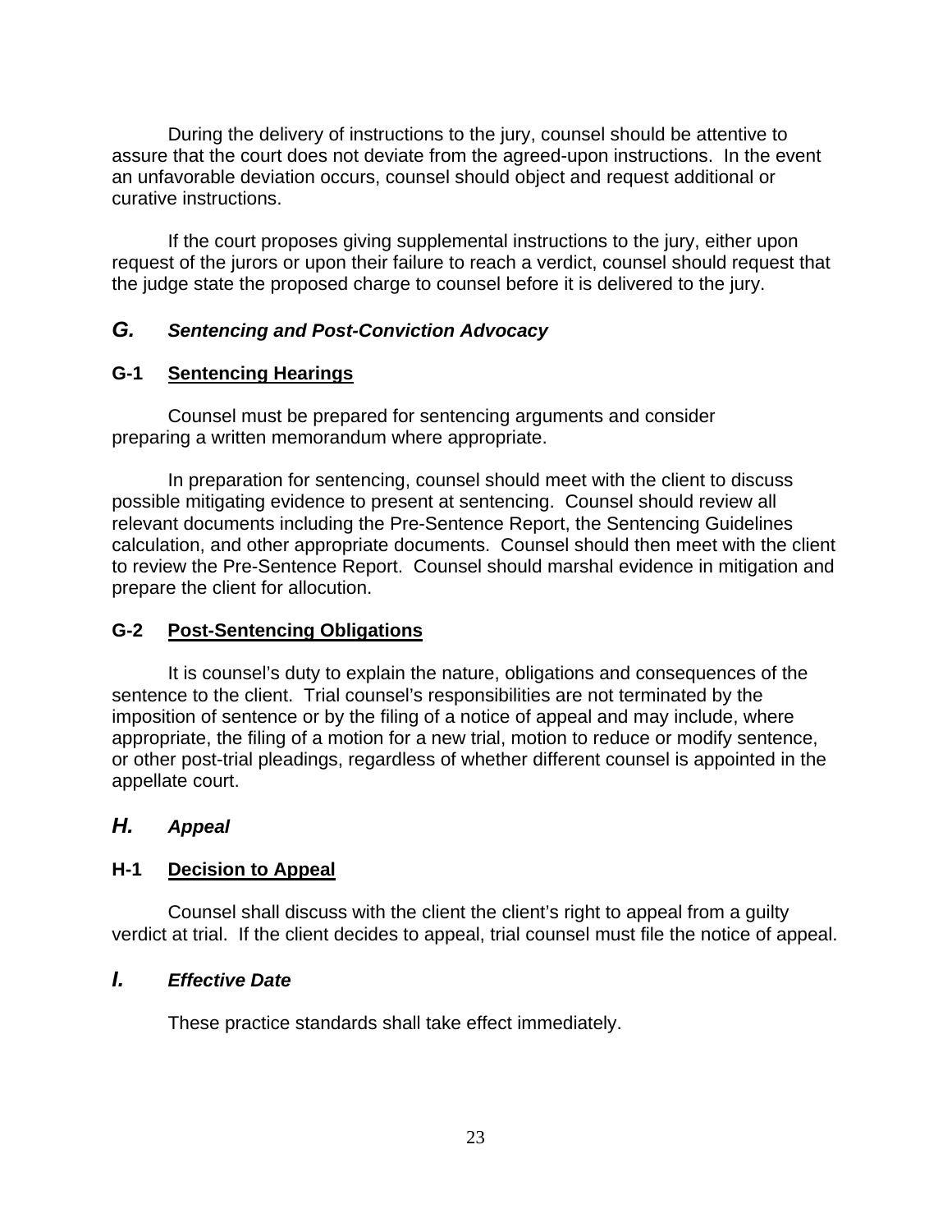During the delivery of instructions to the jury, counsel should be attentive to assure that the court does not deviate from the agreed-upon instructions. In the event an unfavorable deviation occurs, counsel should object and request additional or curative instructions.

If the court proposes giving supplemental instructions to the jury, either upon request of the jurors or upon their failure to reach a verdict, counsel should request that the judge state the proposed charge to counsel before it is delivered to the jury.

## *G. Sentencing and Post-Conviction Advocacy*

### G-1 <u>Sentencing Hearings</u>

Counsel must be prepared for sentencing arguments and consider preparing a written memorandum where appropriate.

In preparation for sentencing, counsel should meet with the client to discuss possible mitigating evidence to present at sentencing. Counsel should review all relevant documents including the Pre-Sentence Report, the Sentencing Guidelines calculation, and other appropriate documents. Counsel should then meet with the client to review the Pre-Sentence Report. Counsel should marshal evidence in mitigation and prepare the client for allocution.

### G-2 <u>Post-Sentencing Obligations</u>

It is counsel's duty to explain the nature, obligations and consequences of the sentence to the client. Trial counsel's responsibilities are not terminated by the imposition of sentence or by the filing of a notice of appeal and may include, where appropriate, the filing of a motion for a new trial, motion to reduce or modify sentence, or other post-trial pleadings, regardless of whether different counsel is appointed in the appellate court.

## *H. Appeal*

### H-1 <u>Decision to Appeal</u>

Counsel shall discuss with the client the client's right to appeal from a guilty verdict at trial. If the client decides to appeal, trial counsel must file the notice of appeal.

## *I. Effective Date*

These practice standards shall take effect immediately.